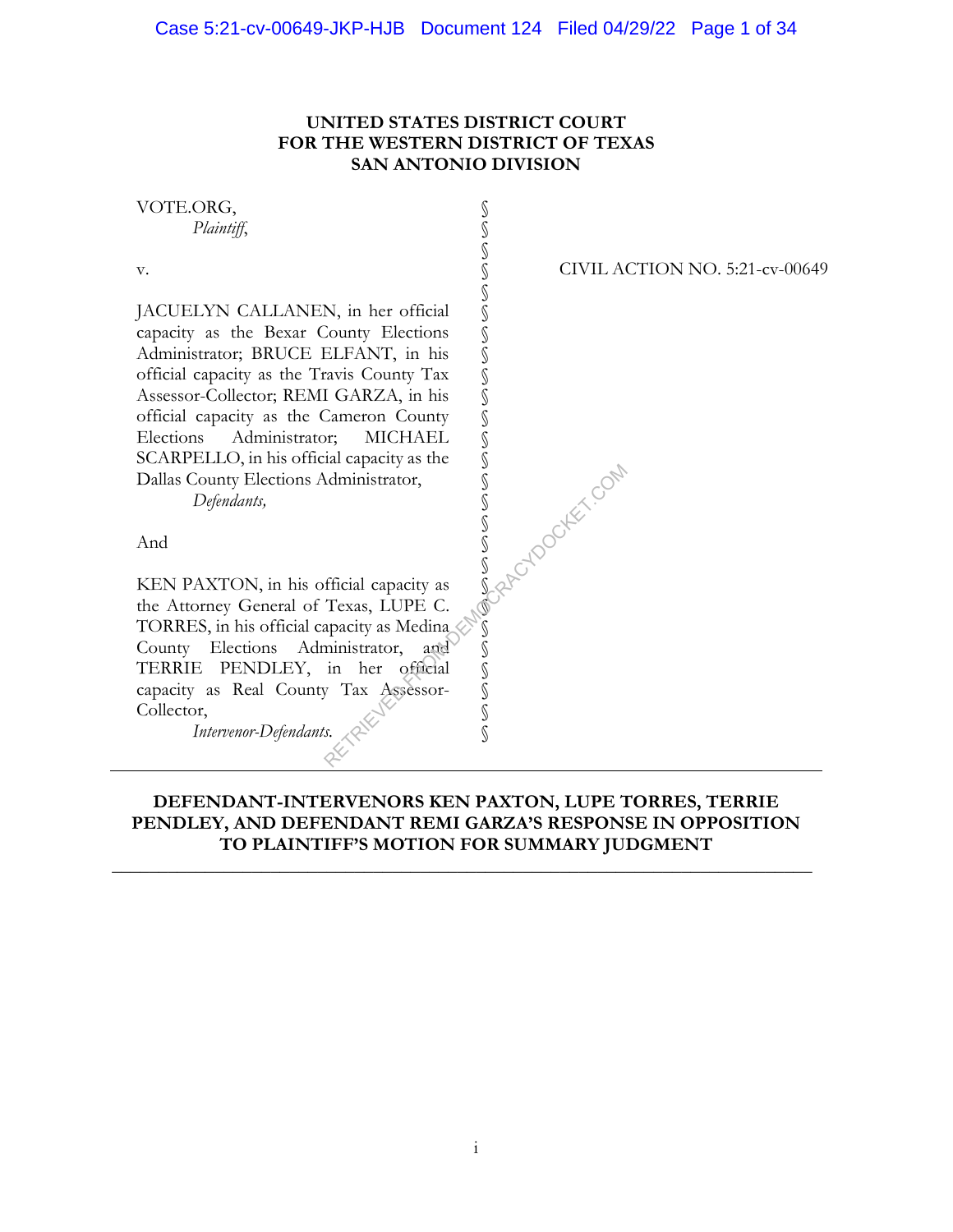**UNITED STATES DISTRICT COURT**
**FOR THE WESTERN DISTRICT OF TEXAS**
**SAN ANTONIO DIVISION**

VOTE.ORG,
*Plaintiff*,

v.

JACUELYN CALLANEN, in her official capacity as the Bexar County Elections Administrator; BRUCE ELFANT, in his official capacity as the Travis County Tax Assessor-Collector; REMI GARZA, in his official capacity as the Cameron County Elections Administrator; MICHAEL SCARPELLO, in his official capacity as the Dallas County Elections Administrator,
*Defendants,*

And

KEN PAXTON, in his official capacity as the Attorney General of Texas, LUPE C. TORRES, in his official capacity as Medina County Elections Administrator, and TERRIE PENDLEY, in her official capacity as Real County Tax Assessor-Collector,
*Intervenor-Defendants.*

CIVIL ACTION NO. 5:21-cv-00649

---

**DEFENDANT-INTERVENORS KEN PAXTON, LUPE TORRES, TERRIE PENDLEY, AND DEFENDANT REMI GARZA'S RESPONSE IN OPPOSITION TO PLAINTIFF'S MOTION FOR SUMMARY JUDGMENT**

---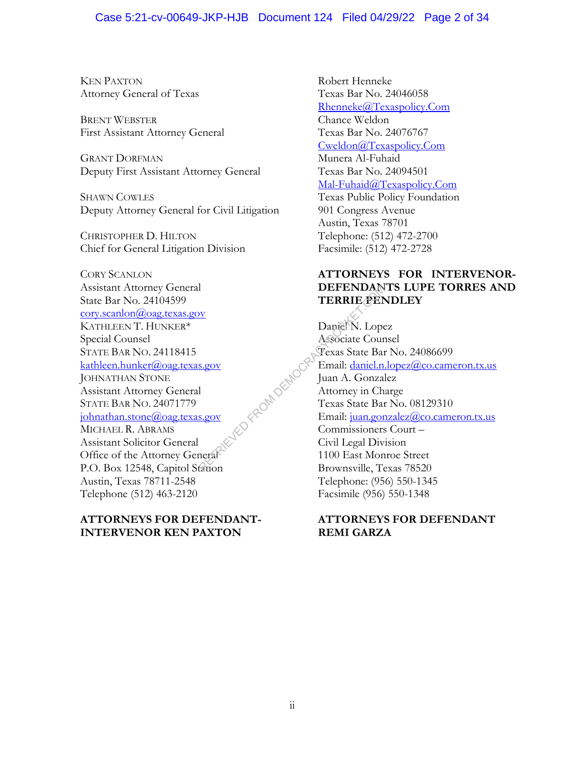KEN PAXTON
Attorney General of Texas

BRENT WEBSTER
First Assistant Attorney General

GRANT DORFMAN
Deputy First Assistant Attorney General

SHAWN COWLES
Deputy Attorney General for Civil Litigation

CHRISTOPHER D. HILTON
Chief for General Litigation Division

CORY SCANLON
Assistant Attorney General
State Bar No. 24104599
cory.scanlon@oag.texas.gov
KATHLEEN T. HUNKER*
Special Counsel
STATE BAR NO. 24118415
kathleen.hunker@oag.texas.gov
JOHNATHAN STONE
Assistant Attorney General
STATE BAR NO. 24071779
johnathan.stone@oag.texas.gov
MICHAEL R. ABRAMS
Assistant Solicitor General
Office of the Attorney General
P.O. Box 12548, Capitol Station
Austin, Texas 78711-2548
Telephone (512) 463-2120

**ATTORNEYS FOR DEFENDANT-INTERVENOR KEN PAXTON**

Robert Henneke
Texas Bar No. 24046058
Rhenneke@Texaspolicy.Com
Chance Weldon
Texas Bar No. 24076767
Cweldon@Texaspolicy.Com
Munera Al-Fuhaid
Texas Bar No. 24094501
Mal-Fuhaid@Texaspolicy.Com
Texas Public Policy Foundation
901 Congress Avenue
Austin, Texas 78701
Telephone: (512) 472-2700
Facsimile: (512) 472-2728

**ATTORNEYS FOR INTERVENOR-DEFENDANTS LUPE TORRES AND TERRIE PENDLEY**

Daniel N. Lopez
Associate Counsel
Texas State Bar No. 24086699
Email: daniel.n.lopez@co.cameron.tx.us
Juan A. Gonzalez
Attorney in Charge
Texas State Bar No. 08129310
Email: juan.gonzalez@co.cameron.tx.us
Commissioners Court –
Civil Legal Division
1100 East Monroe Street
Brownsville, Texas 78520
Telephone: (956) 550-1345
Facsimile (956) 550-1348

**ATTORNEYS FOR DEFENDANT REMI GARZA**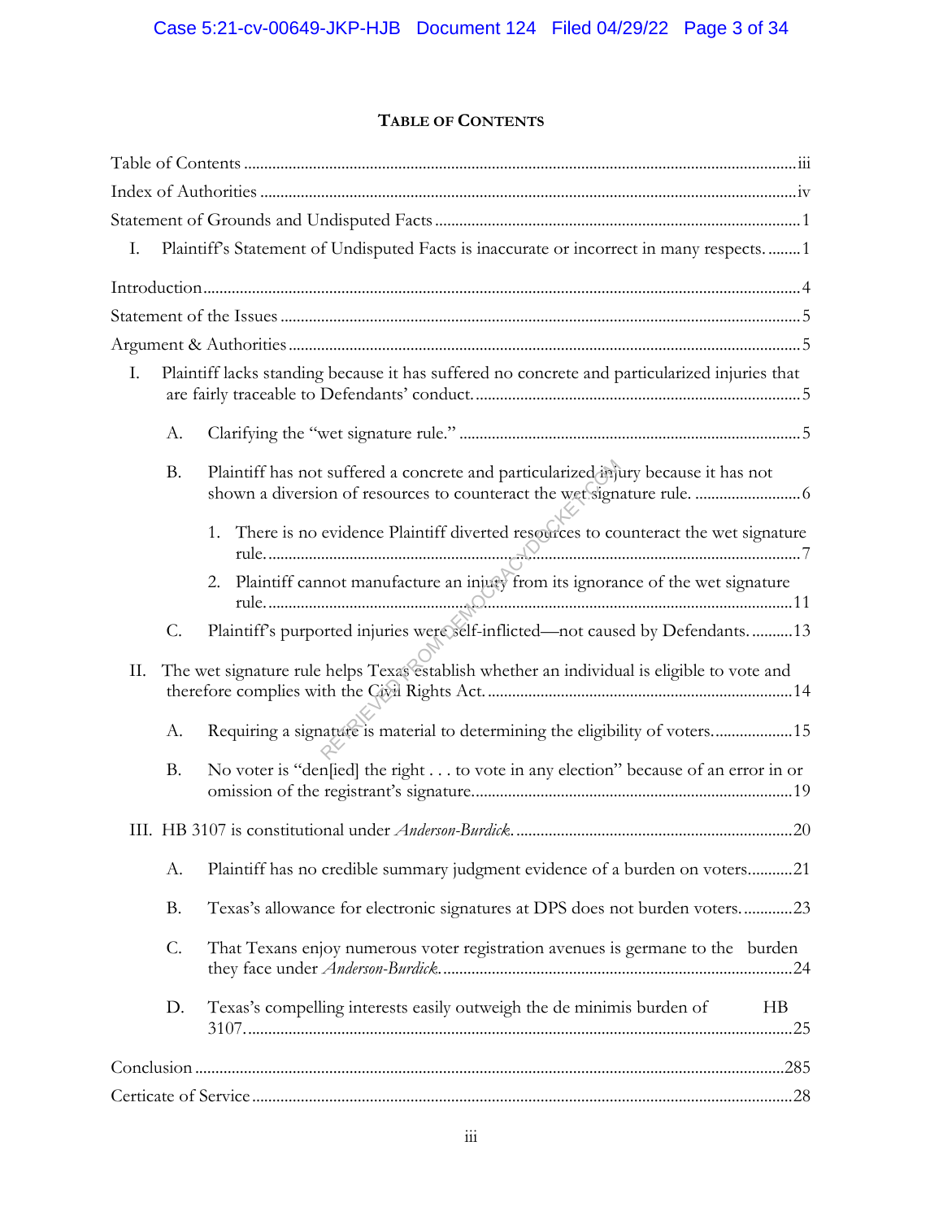# TABLE OF CONTENTS

Table of Contents ........................................................................................................................ iii

Index of Authorities ..................................................................................................................... iv

Statement of Grounds and Undisputed Facts ............................................................................... 1

- I. Plaintiff's Statement of Undisputed Facts is inaccurate or incorrect in many respects. ........ 1

Introduction ................................................................................................................................... 4

Statement of the Issues ................................................................................................................. 5

Argument & Authorities .............................................................................................................. 5

- I. Plaintiff lacks standing because it has suffered no concrete and particularized injuries that are fairly traceable to Defendants' conduct. ................................................................................ 5
  - A. Clarifying the "wet signature rule." ................................................................................... 5
  - B. Plaintiff has not suffered a concrete and particularized injury because it has not shown a diversion of resources to counteract the wet signature rule. .......................... 6
    - 1. There is no evidence Plaintiff diverted resources to counteract the wet signature rule. ................................................................................................................................ 7
    - 2. Plaintiff cannot manufacture an injury from its ignorance of the wet signature rule. ............................................................................................................................... 11
  - C. Plaintiff's purported injuries were self-inflicted—not caused by Defendants. ........... 13
- II. The wet signature rule helps Texas establish whether an individual is eligible to vote and therefore complies with the Civil Rights Act. ......................................................................... 14
  - A. Requiring a signature is material to determining the eligibility of voters. .................. 15
  - B. No voter is "den[ied] the right . . . to vote in any election" because of an error in or omission of the registrant's signature. ............................................................................ 19
- III. HB 3107 is constitutional under *Anderson-Burdick*. ....................................................... 20
  - A. Plaintiff has no credible summary judgment evidence of a burden on voters ........... 21
  - B. Texas's allowance for electronic signatures at DPS does not burden voters. ............ 23
  - C. That Texans enjoy numerous voter registration avenues is germane to the burden they face under *Anderson-Burdick*. .................................................................................... 24
  - D. Texas's compelling interests easily outweigh the de minimis burden of HB 3107. ..................................................................................................................................... 25

Conclusion ................................................................................................................................. 285

Certicate of Service ..................................................................................................................... 28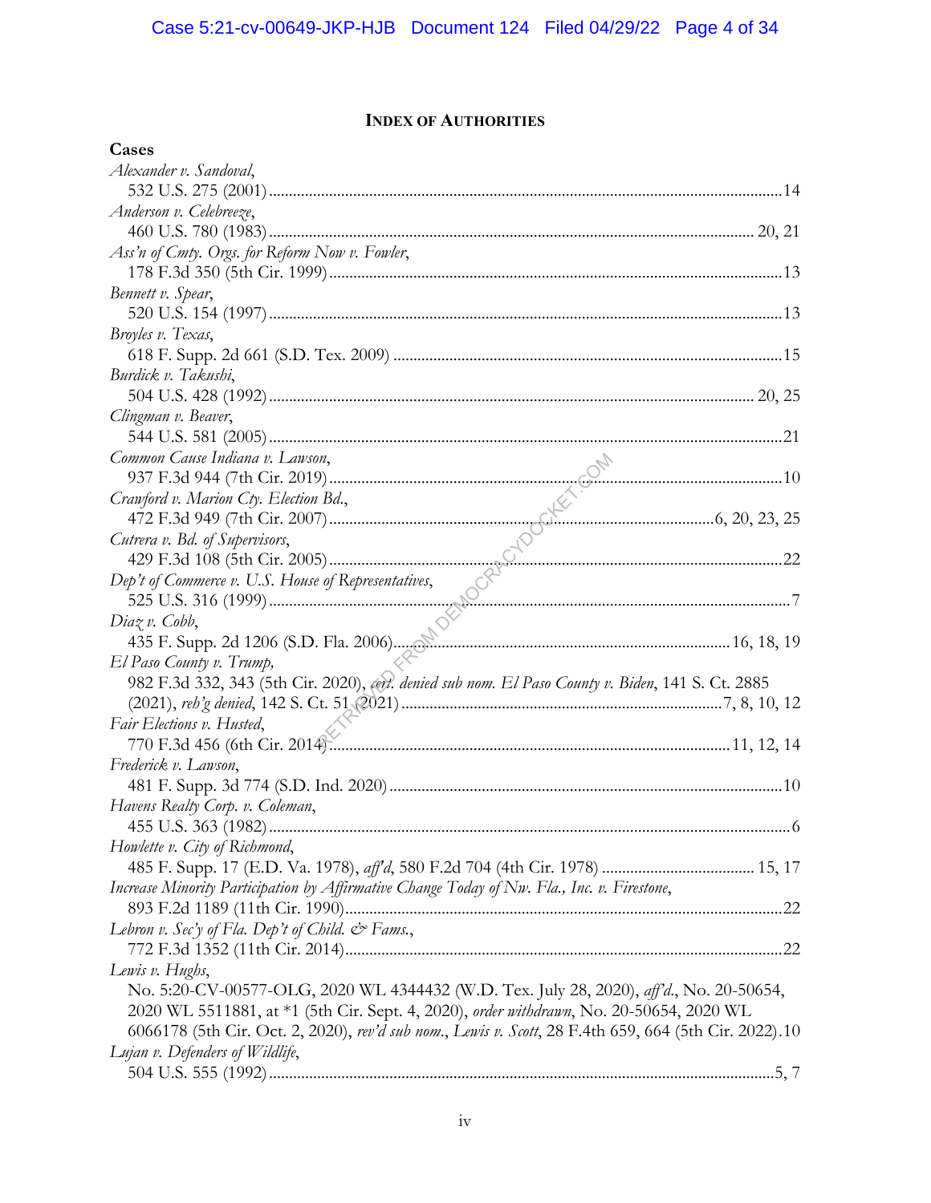**INDEX OF AUTHORITIES**

**Cases**

*Alexander v. Sandoval*,
532 U.S. 275 (2001) ........ 14

*Anderson v. Celebreeze*,
460 U.S. 780 (1983) ........ 20, 21

*Ass'n of Cmty. Orgs. for Reform Now v. Fowler*,
178 F.3d 350 (5th Cir. 1999) ........ 13

*Bennett v. Spear*,
520 U.S. 154 (1997) ........ 13

*Broyles v. Texas*,
618 F. Supp. 2d 661 (S.D. Tex. 2009) ........ 15

*Burdick v. Takushi*,
504 U.S. 428 (1992) ........ 20, 25

*Clingman v. Beaver*,
544 U.S. 581 (2005) ........ 21

*Common Cause Indiana v. Lawson*,
937 F.3d 944 (7th Cir. 2019) ........ 10

*Crawford v. Marion Cty. Election Bd.*,
472 F.3d 949 (7th Cir. 2007) ........ 6, 20, 23, 25

*Cutrera v. Bd. of Supervisors*,
429 F.3d 108 (5th Cir. 2005) ........ 22

*Dep't of Commerce v. U.S. House of Representatives*,
525 U.S. 316 (1999) ........ 7

*Diaz v. Cobb*,
435 F. Supp. 2d 1206 (S.D. Fla. 2006) ........ 16, 18, 19

*El Paso County v. Trump,*
982 F.3d 332, 343 (5th Cir. 2020), *cert. denied sub nom. El Paso County v. Biden*, 141 S. Ct. 2885 (2021), *reh'g denied*, 142 S. Ct. 51 (2021) ........ 7, 8, 10, 12

*Fair Elections v. Husted*,
770 F.3d 456 (6th Cir. 2014) ........ 11, 12, 14

*Frederick v. Lawson*,
481 F. Supp. 3d 774 (S.D. Ind. 2020) ........ 10

*Havens Realty Corp. v. Coleman*,
455 U.S. 363 (1982) ........ 6

*Howlette v. City of Richmond*,
485 F. Supp. 17 (E.D. Va. 1978), *aff'd*, 580 F.2d 704 (4th Cir. 1978) ........ 15, 17

*Increase Minority Participation by Affirmative Change Today of Nw. Fla., Inc. v. Firestone*,
893 F.2d 1189 (11th Cir. 1990) ........ 22

*Lebron v. Sec'y of Fla. Dep't of Child. & Fams.*,
772 F.3d 1352 (11th Cir. 2014) ........ 22

*Lewis v. Hughs*,
No. 5:20-CV-00577-OLG, 2020 WL 4344432 (W.D. Tex. July 28, 2020), *aff'd.*, No. 20-50654, 2020 WL 5511881, at *1 (5th Cir. Sept. 4, 2020), *order withdrawn*, No. 20-50654, 2020 WL 6066178 (5th Cir. Oct. 2, 2020), *rev'd sub nom.*, *Lewis v. Scott*, 28 F.4th 659, 664 (5th Cir. 2022) ........ 10

*Lujan v. Defenders of Wildlife*,
504 U.S. 555 (1992) ........ 5, 7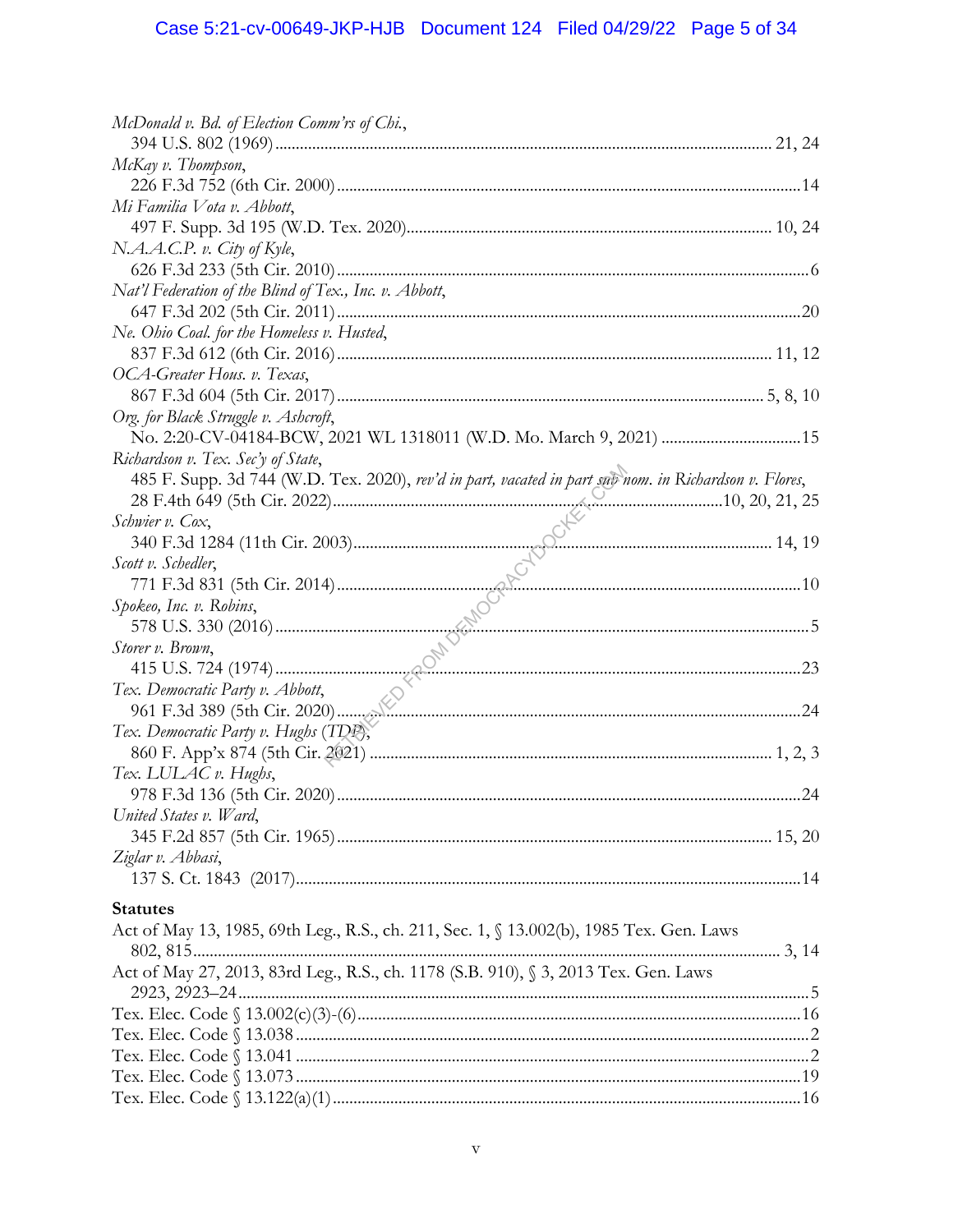*McDonald v. Bd. of Election Comm'rs of Chi.*,
394 U.S. 802 (1969) .......... 21, 24

*McKay v. Thompson*,
226 F.3d 752 (6th Cir. 2000) .......... 14

*Mi Familia Vota v. Abbott*,
497 F. Supp. 3d 195 (W.D. Tex. 2020) .......... 10, 24

*N.A.A.C.P. v. City of Kyle*,
626 F.3d 233 (5th Cir. 2010) .......... 6

*Nat'l Federation of the Blind of Tex., Inc. v. Abbott*,
647 F.3d 202 (5th Cir. 2011) .......... 20

*Ne. Ohio Coal. for the Homeless v. Husted*,
837 F.3d 612 (6th Cir. 2016) .......... 11, 12

*OCA-Greater Hous. v. Texas*,
867 F.3d 604 (5th Cir. 2017) .......... 5, 8, 10

*Org. for Black Struggle v. Ashcroft*,
No. 2:20-CV-04184-BCW, 2021 WL 1318011 (W.D. Mo. March 9, 2021) .......... 15

*Richardson v. Tex. Sec'y of State*,
485 F. Supp. 3d 744 (W.D. Tex. 2020), *rev'd in part, vacated in part sub nom. in Richardson v. Flores*, 28 F.4th 649 (5th Cir. 2022) .......... 10, 20, 21, 25

*Schwier v. Cox*,
340 F.3d 1284 (11th Cir. 2003) .......... 14, 19

*Scott v. Schedler*,
771 F.3d 831 (5th Cir. 2014) .......... 10

*Spokeo, Inc. v. Robins*,
578 U.S. 330 (2016) .......... 5

*Storer v. Brown*,
415 U.S. 724 (1974) .......... 23

*Tex. Democratic Party v. Abbott*,
961 F.3d 389 (5th Cir. 2020) .......... 24

*Tex. Democratic Party v. Hughs (TDP)*,
860 F. App'x 874 (5th Cir. 2021) .......... 1, 2, 3

*Tex. LULAC v. Hughs*,
978 F.3d 136 (5th Cir. 2020) .......... 24

*United States v. Ward*,
345 F.2d 857 (5th Cir. 1965) .......... 15, 20

*Ziglar v. Abbasi*,
137 S. Ct. 1843 (2017) .......... 14

**Statutes**

Act of May 13, 1985, 69th Leg., R.S., ch. 211, Sec. 1, § 13.002(b), 1985 Tex. Gen. Laws 802, 815 .......... 3, 14

Act of May 27, 2013, 83rd Leg., R.S., ch. 1178 (S.B. 910), § 3, 2013 Tex. Gen. Laws 2923, 2923–24 .......... 5

Tex. Elec. Code § 13.002(c)(3)-(6) .......... 16

Tex. Elec. Code § 13.038 .......... 2

Tex. Elec. Code § 13.041 .......... 2

Tex. Elec. Code § 13.073 .......... 19

Tex. Elec. Code § 13.122(a)(1) .......... 16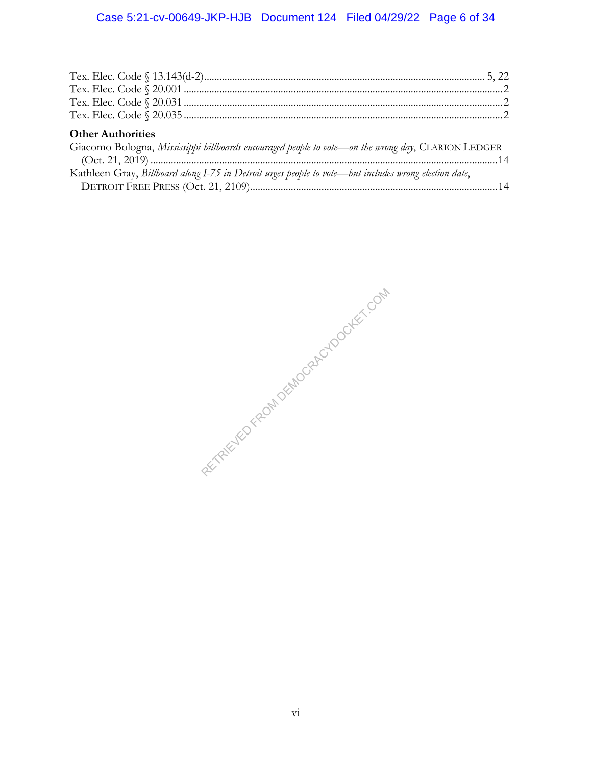Tex. Elec. Code § 13.143(d-2) ..... 5, 22
Tex. Elec. Code § 20.001 ..... 2
Tex. Elec. Code § 20.031 ..... 2
Tex. Elec. Code § 20.035 ..... 2

**Other Authorities**

Giacomo Bologna, *Mississippi billboards encouraged people to vote—on the wrong day*, CLARION LEDGER (Oct. 21, 2019) ..... 14

Kathleen Gray, *Billboard along I-75 in Detroit urges people to vote—but includes wrong election date*, DETROIT FREE PRESS (Oct. 21, 2109) ..... 14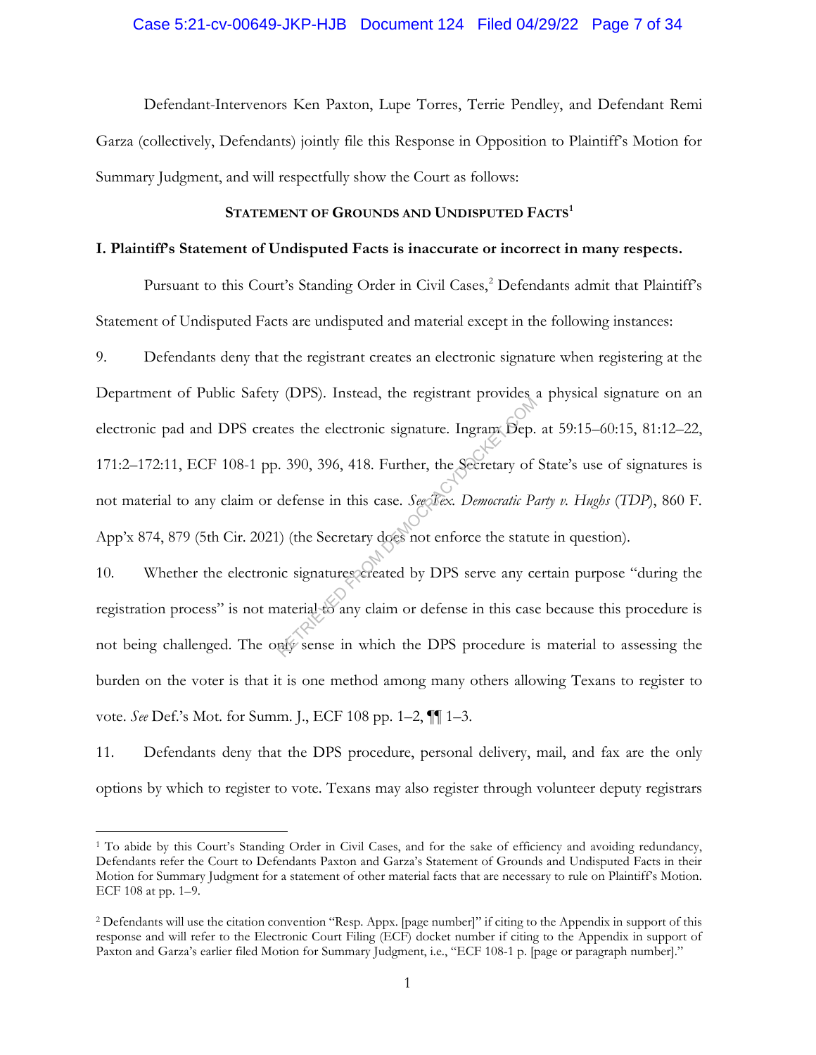Defendant-Intervenors Ken Paxton, Lupe Torres, Terrie Pendley, and Defendant Remi Garza (collectively, Defendants) jointly file this Response in Opposition to Plaintiff's Motion for Summary Judgment, and will respectfully show the Court as follows:

## STATEMENT OF GROUNDS AND UNDISPUTED FACTS[1]

### I. Plaintiff's Statement of Undisputed Facts is inaccurate or incorrect in many respects.

Pursuant to this Court's Standing Order in Civil Cases,[2] Defendants admit that Plaintiff's Statement of Undisputed Facts are undisputed and material except in the following instances:

9. Defendants deny that the registrant creates an electronic signature when registering at the Department of Public Safety (DPS). Instead, the registrant provides a physical signature on an electronic pad and DPS creates the electronic signature. Ingram Dep. at 59:15–60:15, 81:12–22, 171:2–172:11, ECF 108-1 pp. 390, 396, 418. Further, the Secretary of State's use of signatures is not material to any claim or defense in this case. *See Tex. Democratic Party v. Hughs* (*TDP*), 860 F. App'x 874, 879 (5th Cir. 2021) (the Secretary does not enforce the statute in question).

10. Whether the electronic signatures created by DPS serve any certain purpose "during the registration process" is not material to any claim or defense in this case because this procedure is not being challenged. The only sense in which the DPS procedure is material to assessing the burden on the voter is that it is one method among many others allowing Texans to register to vote. *See* Def.'s Mot. for Summ. J., ECF 108 pp. 1–2, ¶¶ 1–3.

11. Defendants deny that the DPS procedure, personal delivery, mail, and fax are the only options by which to register to vote. Texans may also register through volunteer deputy registrars

---

[1] To abide by this Court's Standing Order in Civil Cases, and for the sake of efficiency and avoiding redundancy, Defendants refer the Court to Defendants Paxton and Garza's Statement of Grounds and Undisputed Facts in their Motion for Summary Judgment for a statement of other material facts that are necessary to rule on Plaintiff's Motion. ECF 108 at pp. 1–9.

[2] Defendants will use the citation convention "Resp. Appx. [page number]" if citing to the Appendix in support of this response and will refer to the Electronic Court Filing (ECF) docket number if citing to the Appendix in support of Paxton and Garza's earlier filed Motion for Summary Judgment, i.e., "ECF 108-1 p. [page or paragraph number]."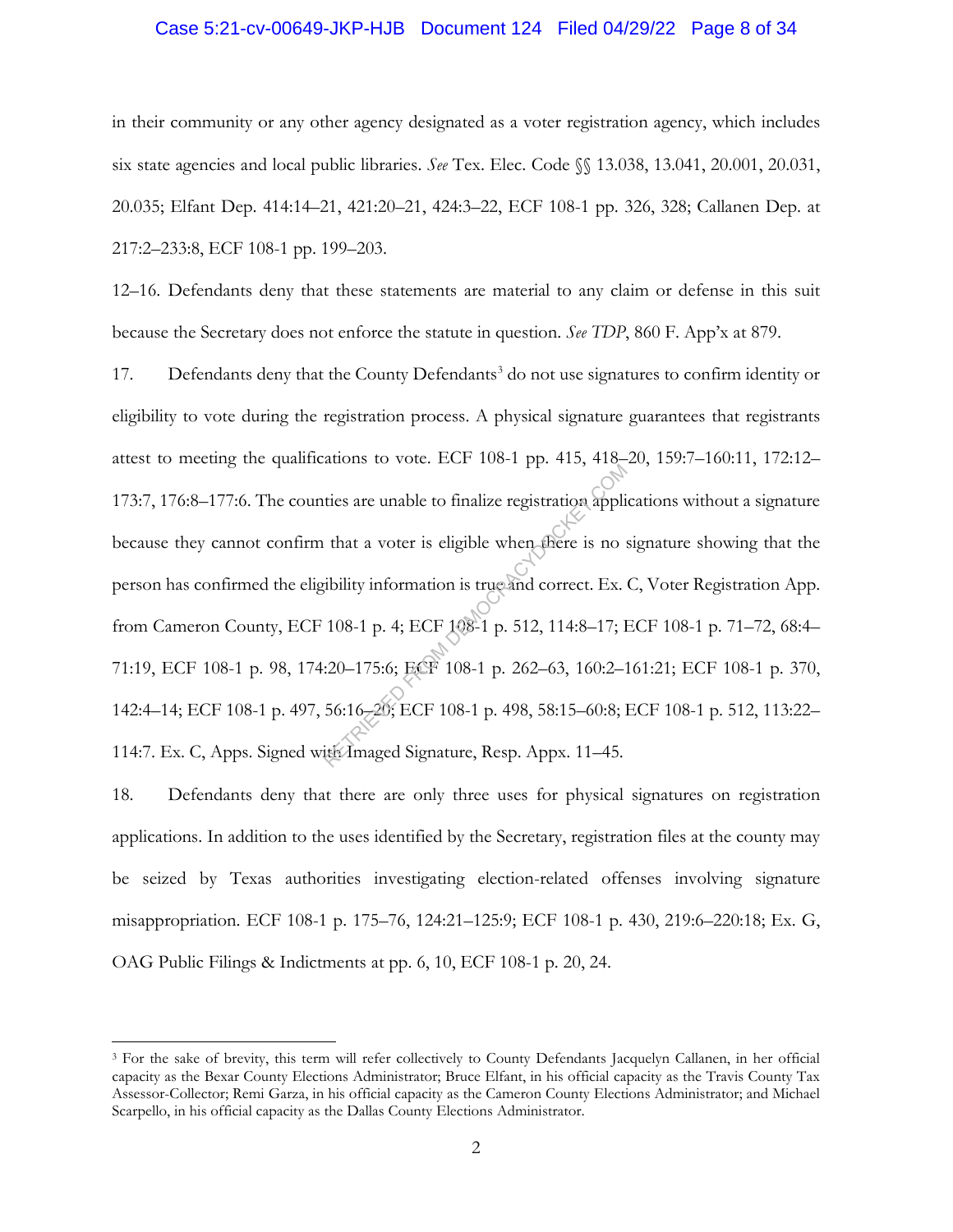in their community or any other agency designated as a voter registration agency, which includes six state agencies and local public libraries. *See* Tex. Elec. Code §§ 13.038, 13.041, 20.001, 20.031, 20.035; Elfant Dep. 414:14–21, 421:20–21, 424:3–22, ECF 108-1 pp. 326, 328; Callanen Dep. at 217:2–233:8, ECF 108-1 pp. 199–203.

12–16. Defendants deny that these statements are material to any claim or defense in this suit because the Secretary does not enforce the statute in question. *See TDP*, 860 F. App'x at 879.

17. Defendants deny that the County Defendants[3] do not use signatures to confirm identity or eligibility to vote during the registration process. A physical signature guarantees that registrants attest to meeting the qualifications to vote. ECF 108-1 pp. 415, 418–20, 159:7–160:11, 172:12–173:7, 176:8–177:6. The counties are unable to finalize registration applications without a signature because they cannot confirm that a voter is eligible when there is no signature showing that the person has confirmed the eligibility information is true and correct. Ex. C, Voter Registration App. from Cameron County, ECF 108-1 p. 4; ECF 108-1 p. 512, 114:8–17; ECF 108-1 p. 71–72, 68:4–71:19, ECF 108-1 p. 98, 174:20–175:6; ECF 108-1 p. 262–63, 160:2–161:21; ECF 108-1 p. 370, 142:4–14; ECF 108-1 p. 497, 56:16–20; ECF 108-1 p. 498, 58:15–60:8; ECF 108-1 p. 512, 113:22–114:7. Ex. C, Apps. Signed with Imaged Signature, Resp. Appx. 11–45.

18. Defendants deny that there are only three uses for physical signatures on registration applications. In addition to the uses identified by the Secretary, registration files at the county may be seized by Texas authorities investigating election-related offenses involving signature misappropriation. ECF 108-1 p. 175–76, 124:21–125:9; ECF 108-1 p. 430, 219:6–220:18; Ex. G, OAG Public Filings & Indictments at pp. 6, 10, ECF 108-1 p. 20, 24.

---

[3] For the sake of brevity, this term will refer collectively to County Defendants Jacquelyn Callanen, in her official capacity as the Bexar County Elections Administrator; Bruce Elfant, in his official capacity as the Travis County Tax Assessor-Collector; Remi Garza, in his official capacity as the Cameron County Elections Administrator; and Michael Scarpello, in his official capacity as the Dallas County Elections Administrator.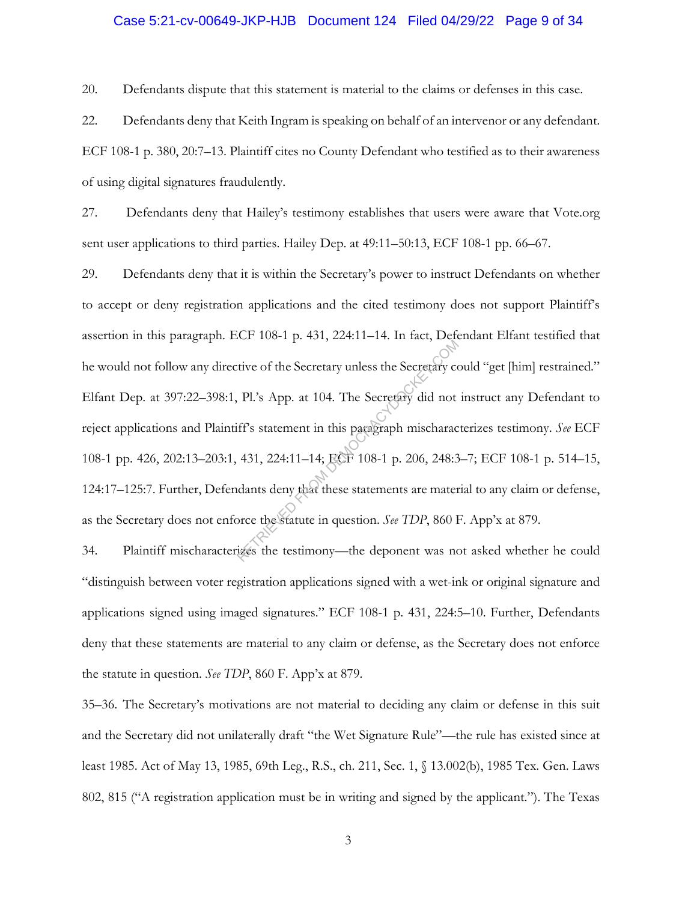20. Defendants dispute that this statement is material to the claims or defenses in this case.

22. Defendants deny that Keith Ingram is speaking on behalf of an intervenor or any defendant. ECF 108-1 p. 380, 20:7–13. Plaintiff cites no County Defendant who testified as to their awareness of using digital signatures fraudulently.

27. Defendants deny that Hailey's testimony establishes that users were aware that Vote.org sent user applications to third parties. Hailey Dep. at 49:11–50:13, ECF 108-1 pp. 66–67.

29. Defendants deny that it is within the Secretary's power to instruct Defendants on whether to accept or deny registration applications and the cited testimony does not support Plaintiff's assertion in this paragraph. ECF 108-1 p. 431, 224:11–14. In fact, Defendant Elfant testified that he would not follow any directive of the Secretary unless the Secretary could "get [him] restrained." Elfant Dep. at 397:22–398:1, Pl.'s App. at 104. The Secretary did not instruct any Defendant to reject applications and Plaintiff's statement in this paragraph mischaracterizes testimony. *See* ECF 108-1 pp. 426, 202:13–203:1, 431, 224:11–14; ECF 108-1 p. 206, 248:3–7; ECF 108-1 p. 514–15, 124:17–125:7. Further, Defendants deny that these statements are material to any claim or defense, as the Secretary does not enforce the statute in question. *See TDP*, 860 F. App'x at 879.

34. Plaintiff mischaracterizes the testimony—the deponent was not asked whether he could "distinguish between voter registration applications signed with a wet-ink or original signature and applications signed using imaged signatures." ECF 108-1 p. 431, 224:5–10. Further, Defendants deny that these statements are material to any claim or defense, as the Secretary does not enforce the statute in question. *See TDP*, 860 F. App'x at 879.

35–36. The Secretary's motivations are not material to deciding any claim or defense in this suit and the Secretary did not unilaterally draft "the Wet Signature Rule"—the rule has existed since at least 1985. Act of May 13, 1985, 69th Leg., R.S., ch. 211, Sec. 1, § 13.002(b), 1985 Tex. Gen. Laws 802, 815 ("A registration application must be in writing and signed by the applicant."). The Texas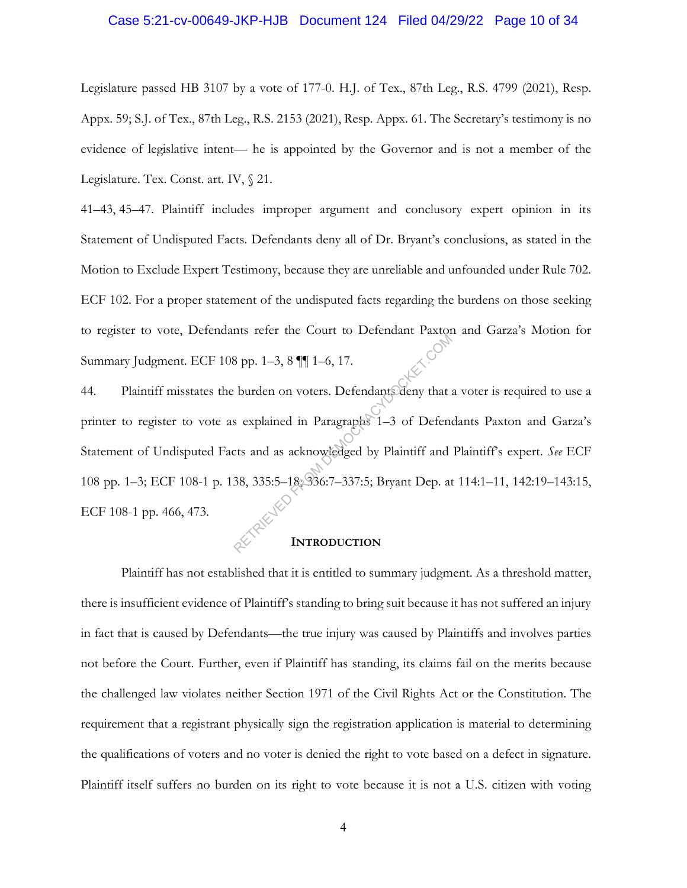Legislature passed HB 3107 by a vote of 177-0. H.J. of Tex., 87th Leg., R.S. 4799 (2021), Resp. Appx. 59; S.J. of Tex., 87th Leg., R.S. 2153 (2021), Resp. Appx. 61. The Secretary's testimony is no evidence of legislative intent— he is appointed by the Governor and is not a member of the Legislature. Tex. Const. art. IV, § 21.

41–43, 45–47. Plaintiff includes improper argument and conclusory expert opinion in its Statement of Undisputed Facts. Defendants deny all of Dr. Bryant's conclusions, as stated in the Motion to Exclude Expert Testimony, because they are unreliable and unfounded under Rule 702. ECF 102. For a proper statement of the undisputed facts regarding the burdens on those seeking to register to vote, Defendants refer the Court to Defendant Paxton and Garza's Motion for Summary Judgment. ECF 108 pp. 1–3, 8 ¶¶ 1–6, 17.

44. Plaintiff misstates the burden on voters. Defendants deny that a voter is required to use a printer to register to vote as explained in Paragraphs 1–3 of Defendants Paxton and Garza's Statement of Undisputed Facts and as acknowledged by Plaintiff and Plaintiff's expert. *See* ECF 108 pp. 1–3; ECF 108-1 p. 138, 335:5–18; 336:7–337:5; Bryant Dep. at 114:1–11, 142:19–143:15, ECF 108-1 pp. 466, 473.

## Introduction

Plaintiff has not established that it is entitled to summary judgment. As a threshold matter, there is insufficient evidence of Plaintiff's standing to bring suit because it has not suffered an injury in fact that is caused by Defendants—the true injury was caused by Plaintiffs and involves parties not before the Court. Further, even if Plaintiff has standing, its claims fail on the merits because the challenged law violates neither Section 1971 of the Civil Rights Act or the Constitution. The requirement that a registrant physically sign the registration application is material to determining the qualifications of voters and no voter is denied the right to vote based on a defect in signature. Plaintiff itself suffers no burden on its right to vote because it is not a U.S. citizen with voting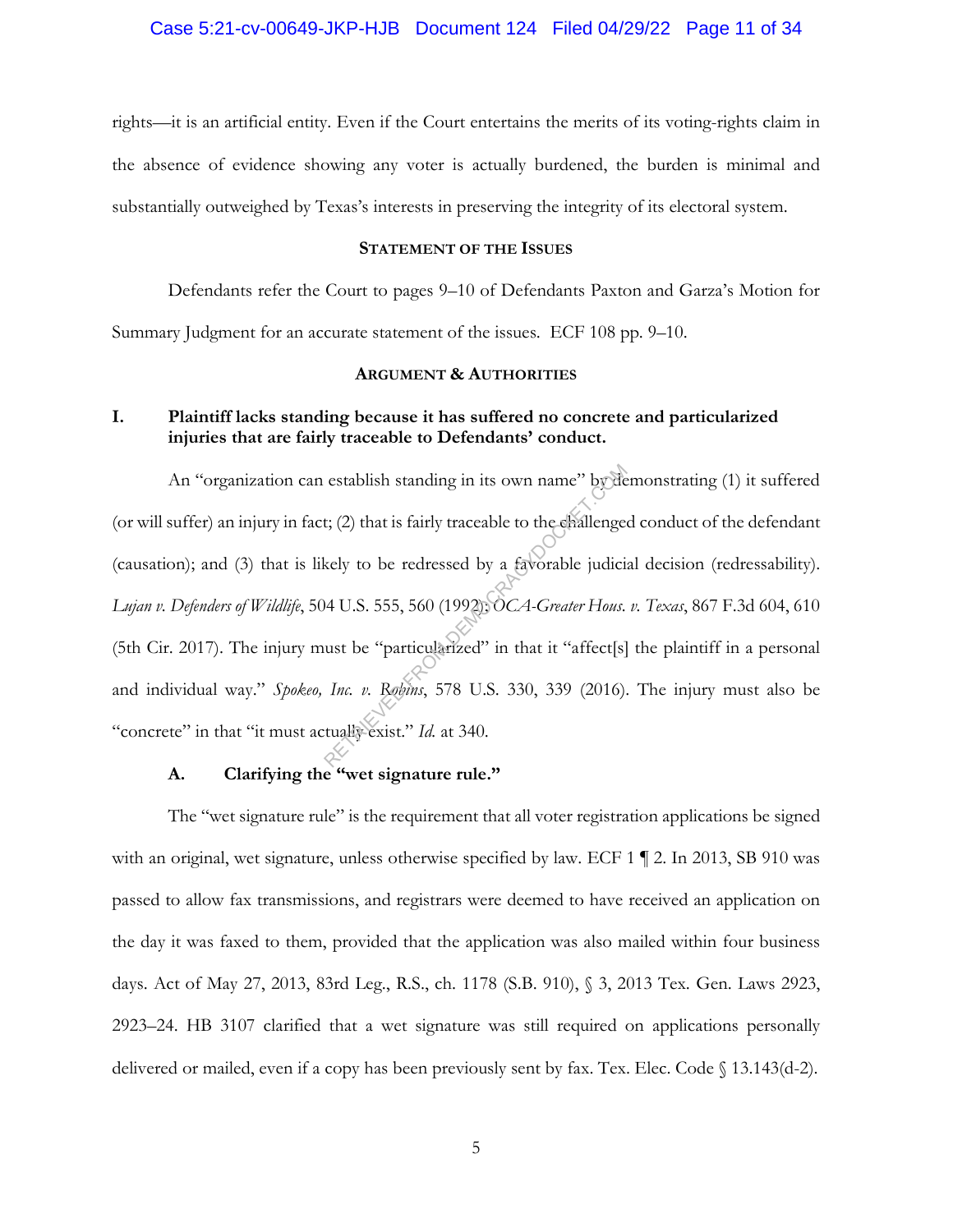rights—it is an artificial entity. Even if the Court entertains the merits of its voting-rights claim in the absence of evidence showing any voter is actually burdened, the burden is minimal and substantially outweighed by Texas's interests in preserving the integrity of its electoral system.

## STATEMENT OF THE ISSUES

Defendants refer the Court to pages 9–10 of Defendants Paxton and Garza's Motion for Summary Judgment for an accurate statement of the issues. ECF 108 pp. 9–10.

## ARGUMENT & AUTHORITIES

### I. Plaintiff lacks standing because it has suffered no concrete and particularized injuries that are fairly traceable to Defendants' conduct.

An "organization can establish standing in its own name" by demonstrating (1) it suffered (or will suffer) an injury in fact; (2) that is fairly traceable to the challenged conduct of the defendant (causation); and (3) that is likely to be redressed by a favorable judicial decision (redressability). *Lujan v. Defenders of Wildlife*, 504 U.S. 555, 560 (1992); *OCA-Greater Hous. v. Texas*, 867 F.3d 604, 610 (5th Cir. 2017). The injury must be "particularized" in that it "affect[s] the plaintiff in a personal and individual way." *Spokeo, Inc. v. Robins*, 578 U.S. 330, 339 (2016). The injury must also be "concrete" in that "it must actually exist." *Id.* at 340.

#### A. Clarifying the "wet signature rule."

The "wet signature rule" is the requirement that all voter registration applications be signed with an original, wet signature, unless otherwise specified by law. ECF 1 ¶ 2. In 2013, SB 910 was passed to allow fax transmissions, and registrars were deemed to have received an application on the day it was faxed to them, provided that the application was also mailed within four business days. Act of May 27, 2013, 83rd Leg., R.S., ch. 1178 (S.B. 910), § 3, 2013 Tex. Gen. Laws 2923, 2923–24. HB 3107 clarified that a wet signature was still required on applications personally delivered or mailed, even if a copy has been previously sent by fax. Tex. Elec. Code § 13.143(d-2).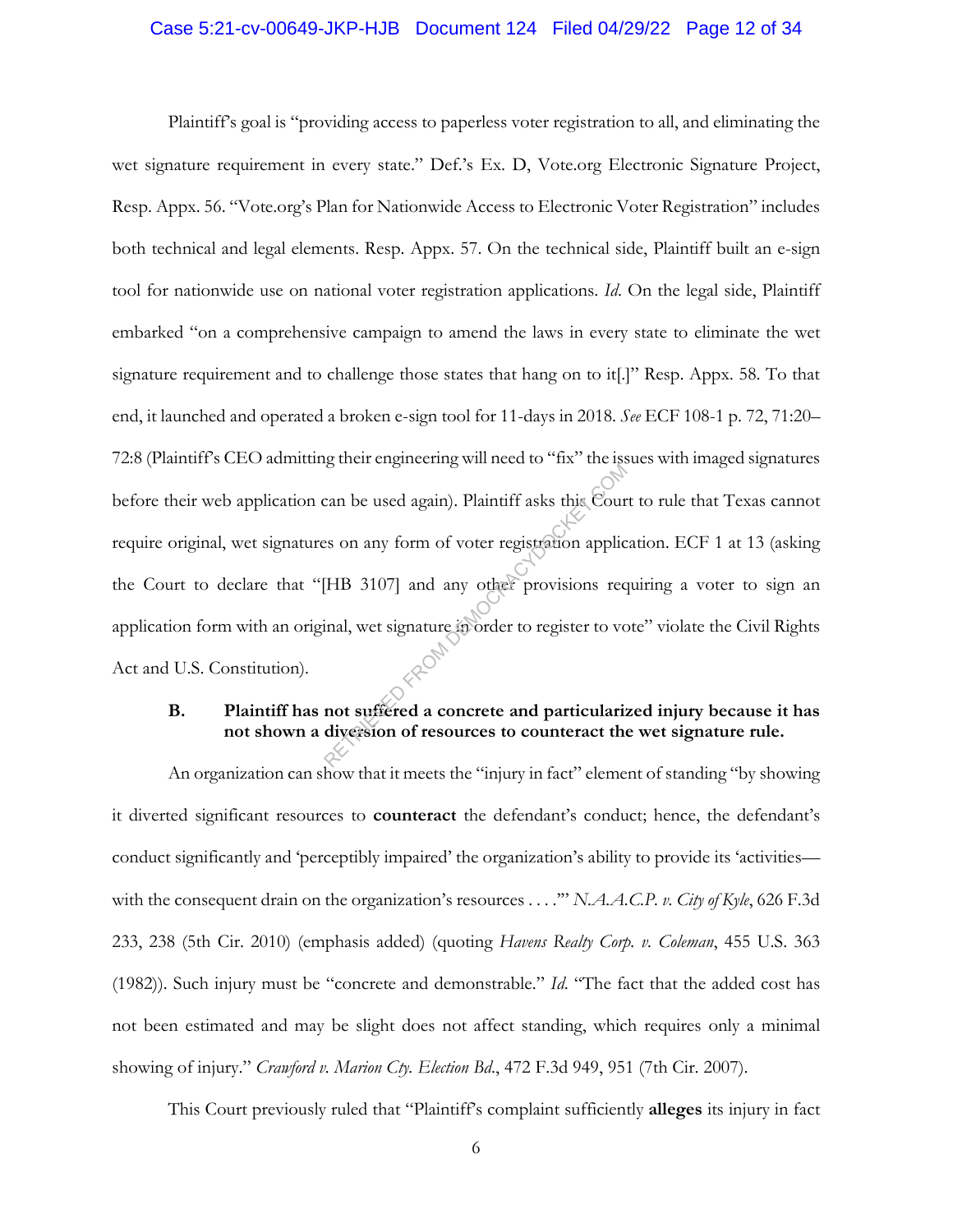Plaintiff's goal is "providing access to paperless voter registration to all, and eliminating the wet signature requirement in every state." Def.'s Ex. D, Vote.org Electronic Signature Project, Resp. Appx. 56. "Vote.org's Plan for Nationwide Access to Electronic Voter Registration" includes both technical and legal elements. Resp. Appx. 57. On the technical side, Plaintiff built an e-sign tool for nationwide use on national voter registration applications. *Id*. On the legal side, Plaintiff embarked "on a comprehensive campaign to amend the laws in every state to eliminate the wet signature requirement and to challenge those states that hang on to it[.]" Resp. Appx. 58. To that end, it launched and operated a broken e-sign tool for 11-days in 2018. *See* ECF 108-1 p. 72, 71:20–72:8 (Plaintiff's CEO admitting their engineering will need to "fix" the issues with imaged signatures before their web application can be used again). Plaintiff asks this Court to rule that Texas cannot require original, wet signatures on any form of voter registration application. ECF 1 at 13 (asking the Court to declare that "[HB 3107] and any other provisions requiring a voter to sign an application form with an original, wet signature in order to register to vote" violate the Civil Rights Act and U.S. Constitution).

### B. Plaintiff has not suffered a concrete and particularized injury because it has not shown a diversion of resources to counteract the wet signature rule.

An organization can show that it meets the "injury in fact" element of standing "by showing it diverted significant resources to **counteract** the defendant's conduct; hence, the defendant's conduct significantly and 'perceptibly impaired' the organization's ability to provide its 'activities—with the consequent drain on the organization's resources . . . .'" *N.A.A.C.P. v. City of Kyle*, 626 F.3d 233, 238 (5th Cir. 2010) (emphasis added) (quoting *Havens Realty Corp. v. Coleman*, 455 U.S. 363 (1982)). Such injury must be "concrete and demonstrable." *Id*. "The fact that the added cost has not been estimated and may be slight does not affect standing, which requires only a minimal showing of injury." *Crawford v. Marion Cty. Election Bd.*, 472 F.3d 949, 951 (7th Cir. 2007).

This Court previously ruled that "Plaintiff's complaint sufficiently **alleges** its injury in fact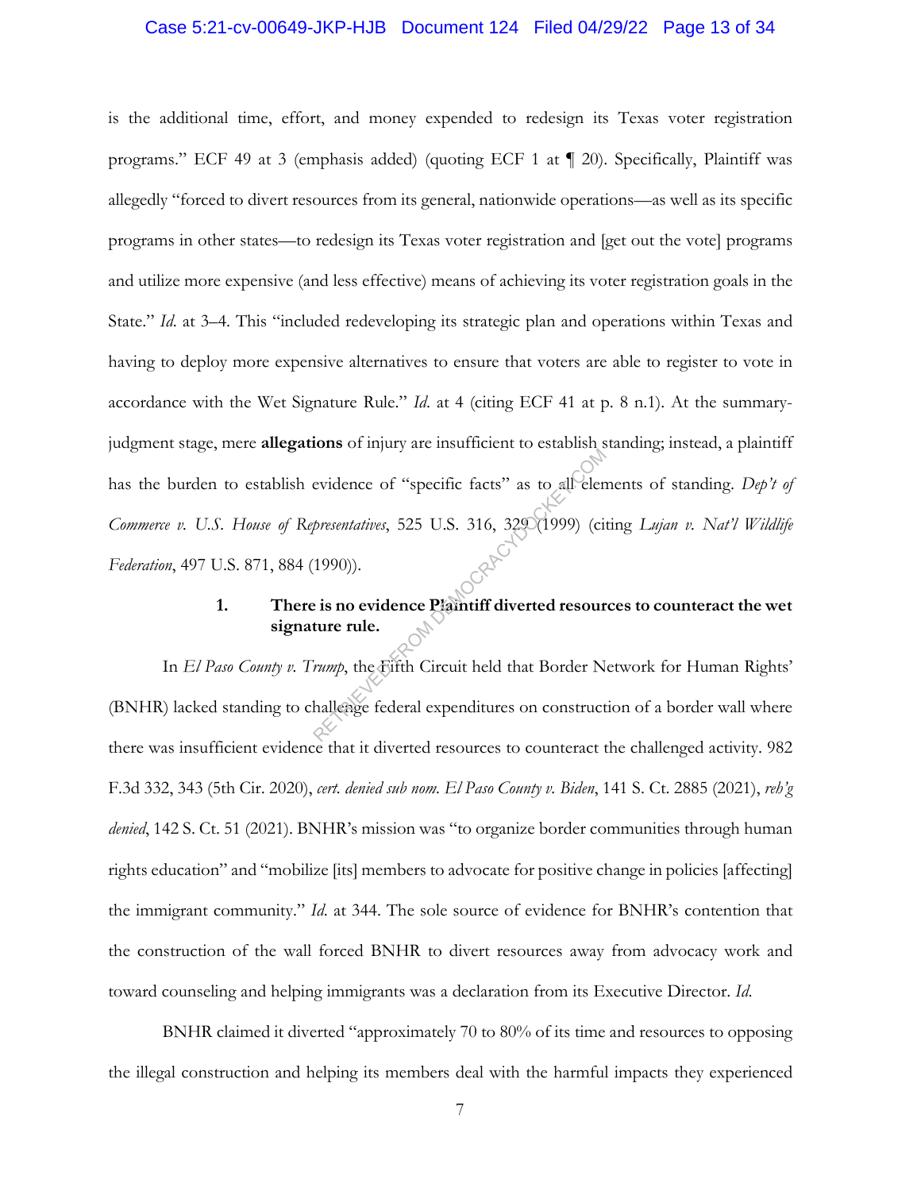is the additional time, effort, and money expended to redesign its Texas voter registration programs." ECF 49 at 3 (emphasis added) (quoting ECF 1 at ¶ 20). Specifically, Plaintiff was allegedly "forced to divert resources from its general, nationwide operations—as well as its specific programs in other states—to redesign its Texas voter registration and [get out the vote] programs and utilize more expensive (and less effective) means of achieving its voter registration goals in the State." *Id.* at 3–4. This "included redeveloping its strategic plan and operations within Texas and having to deploy more expensive alternatives to ensure that voters are able to register to vote in accordance with the Wet Signature Rule." *Id.* at 4 (citing ECF 41 at p. 8 n.1). At the summary-judgment stage, mere **allegations** of injury are insufficient to establish standing; instead, a plaintiff has the burden to establish evidence of "specific facts" as to all elements of standing. *Dep't of Commerce v. U.S. House of Representatives*, 525 U.S. 316, 329 (1999) (citing *Lujan v. Nat'l Wildlife Federation*, 497 U.S. 871, 884 (1990)).

**1. There is no evidence Plaintiff diverted resources to counteract the wet signature rule.**

In *El Paso County v. Trump*, the Fifth Circuit held that Border Network for Human Rights' (BNHR) lacked standing to challenge federal expenditures on construction of a border wall where there was insufficient evidence that it diverted resources to counteract the challenged activity. 982 F.3d 332, 343 (5th Cir. 2020), *cert. denied sub nom. El Paso County v. Biden*, 141 S. Ct. 2885 (2021), *reh'g denied*, 142 S. Ct. 51 (2021). BNHR's mission was "to organize border communities through human rights education" and "mobilize [its] members to advocate for positive change in policies [affecting] the immigrant community." *Id.* at 344. The sole source of evidence for BNHR's contention that the construction of the wall forced BNHR to divert resources away from advocacy work and toward counseling and helping immigrants was a declaration from its Executive Director. *Id.*

BNHR claimed it diverted "approximately 70 to 80% of its time and resources to opposing the illegal construction and helping its members deal with the harmful impacts they experienced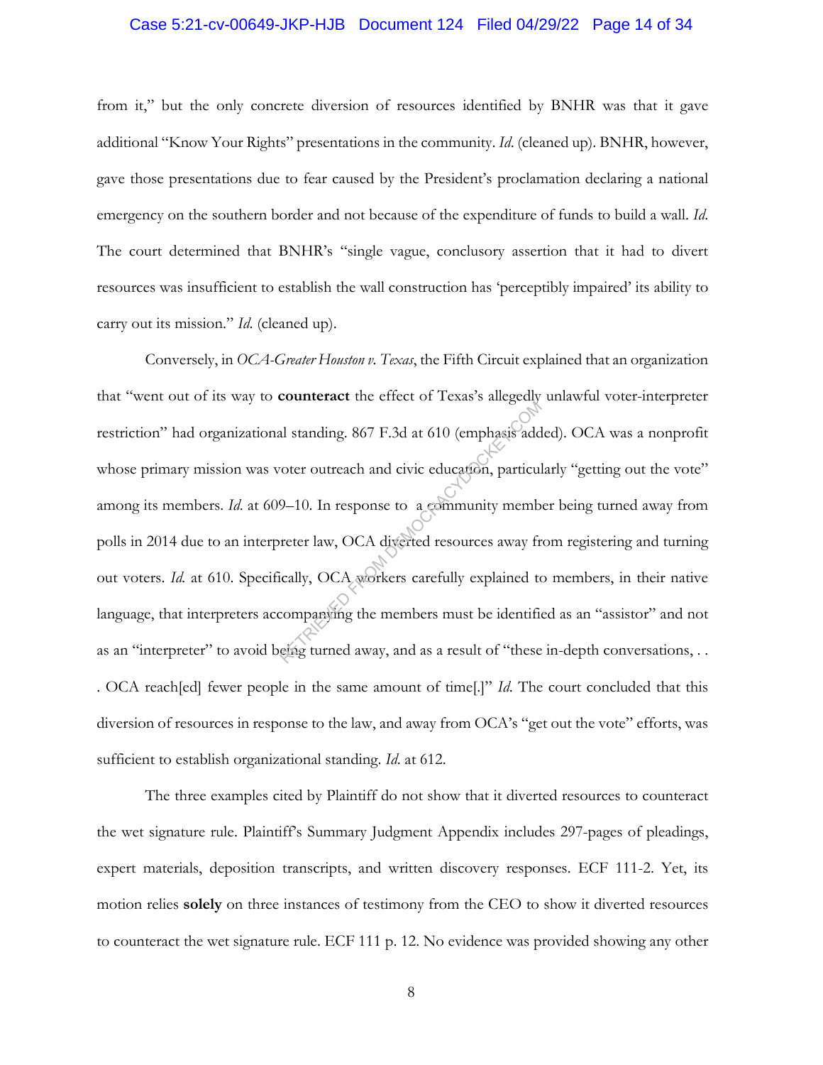from it," but the only concrete diversion of resources identified by BNHR was that it gave additional "Know Your Rights" presentations in the community. *Id.* (cleaned up). BNHR, however, gave those presentations due to fear caused by the President's proclamation declaring a national emergency on the southern border and not because of the expenditure of funds to build a wall. *Id.* The court determined that BNHR's "single vague, conclusory assertion that it had to divert resources was insufficient to establish the wall construction has 'perceptibly impaired' its ability to carry out its mission." *Id.* (cleaned up).

Conversely, in *OCA-Greater Houston v. Texas*, the Fifth Circuit explained that an organization that "went out of its way to **counteract** the effect of Texas's allegedly unlawful voter-interpreter restriction" had organizational standing. 867 F.3d at 610 (emphasis added). OCA was a nonprofit whose primary mission was voter outreach and civic education, particularly "getting out the vote" among its members. *Id.* at 609–10. In response to a community member being turned away from polls in 2014 due to an interpreter law, OCA diverted resources away from registering and turning out voters. *Id.* at 610. Specifically, OCA workers carefully explained to members, in their native language, that interpreters accompanying the members must be identified as an "assistor" and not as an "interpreter" to avoid being turned away, and as a result of "these in-depth conversations, . . . OCA reach[ed] fewer people in the same amount of time[.]" *Id.* The court concluded that this diversion of resources in response to the law, and away from OCA's "get out the vote" efforts, was sufficient to establish organizational standing. *Id.* at 612.

The three examples cited by Plaintiff do not show that it diverted resources to counteract the wet signature rule. Plaintiff's Summary Judgment Appendix includes 297-pages of pleadings, expert materials, deposition transcripts, and written discovery responses. ECF 111-2. Yet, its motion relies **solely** on three instances of testimony from the CEO to show it diverted resources to counteract the wet signature rule. ECF 111 p. 12. No evidence was provided showing any other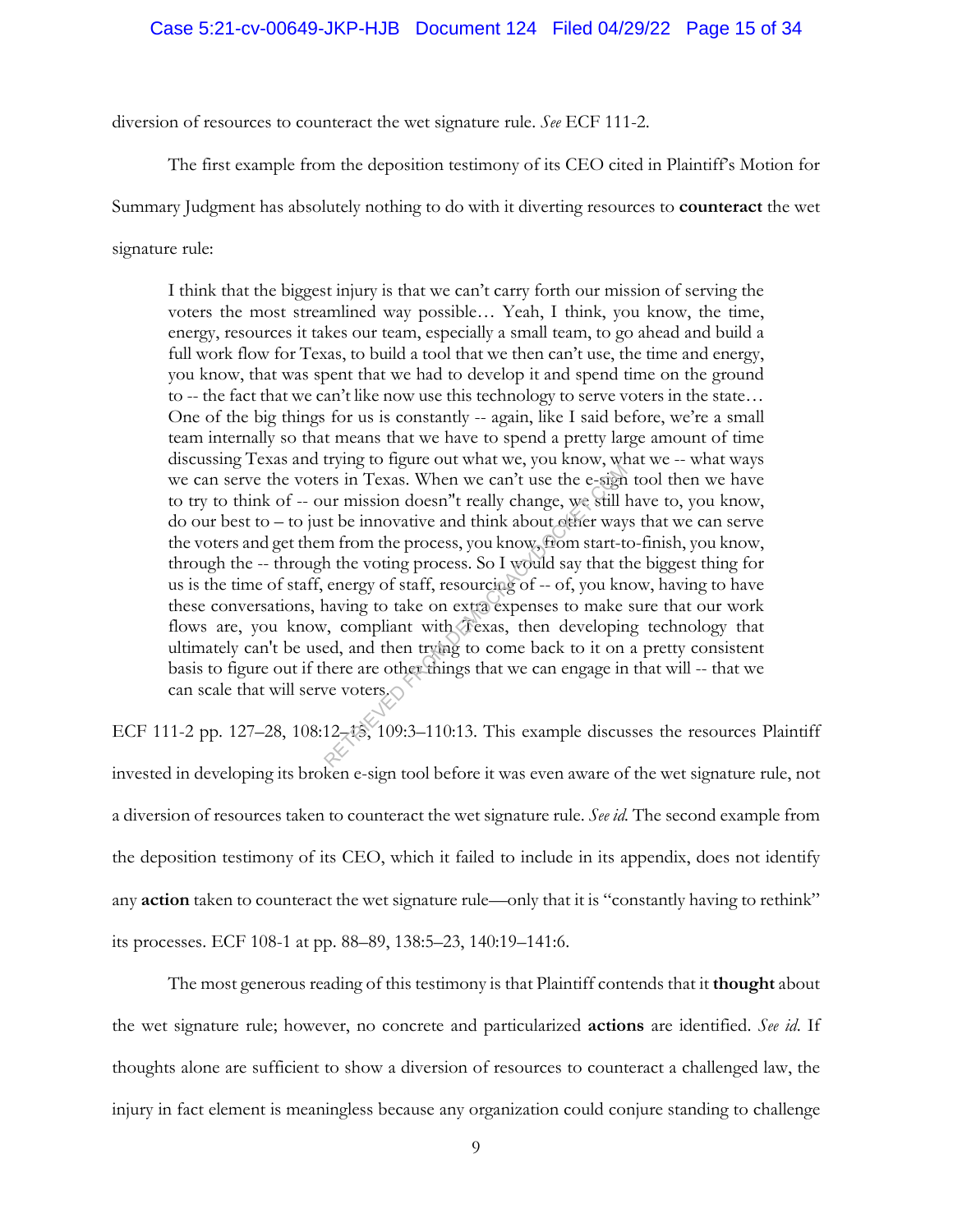diversion of resources to counteract the wet signature rule. *See* ECF 111-2.

The first example from the deposition testimony of its CEO cited in Plaintiff's Motion for Summary Judgment has absolutely nothing to do with it diverting resources to **counteract** the wet signature rule:

> I think that the biggest injury is that we can't carry forth our mission of serving the voters the most streamlined way possible… Yeah, I think, you know, the time, energy, resources it takes our team, especially a small team, to go ahead and build a full work flow for Texas, to build a tool that we then can't use, the time and energy, you know, that was spent that we had to develop it and spend time on the ground to -- the fact that we can't like now use this technology to serve voters in the state… One of the big things for us is constantly -- again, like I said before, we're a small team internally so that means that we have to spend a pretty large amount of time discussing Texas and trying to figure out what we, you know, what we -- what ways we can serve the voters in Texas. When we can't use the e-sign tool then we have to try to think of -- our mission doesn"t really change, we still have to, you know, do our best to – to just be innovative and think about other ways that we can serve the voters and get them from the process, you know, from start-to-finish, you know, through the -- through the voting process. So I would say that the biggest thing for us is the time of staff, energy of staff, resourcing of -- of, you know, having to have these conversations, having to take on extra expenses to make sure that our work flows are, you know, compliant with Texas, then developing technology that ultimately can't be used, and then trying to come back to it on a pretty consistent basis to figure out if there are other things that we can engage in that will -- that we can scale that will serve voters.

ECF 111-2 pp. 127–28, 108:12–15, 109:3–110:13. This example discusses the resources Plaintiff invested in developing its broken e-sign tool before it was even aware of the wet signature rule, not a diversion of resources taken to counteract the wet signature rule. *See id.* The second example from the deposition testimony of its CEO, which it failed to include in its appendix, does not identify any **action** taken to counteract the wet signature rule—only that it is "constantly having to rethink" its processes. ECF 108-1 at pp. 88–89, 138:5–23, 140:19–141:6.

The most generous reading of this testimony is that Plaintiff contends that it **thought** about the wet signature rule; however, no concrete and particularized **actions** are identified. *See id.* If thoughts alone are sufficient to show a diversion of resources to counteract a challenged law, the injury in fact element is meaningless because any organization could conjure standing to challenge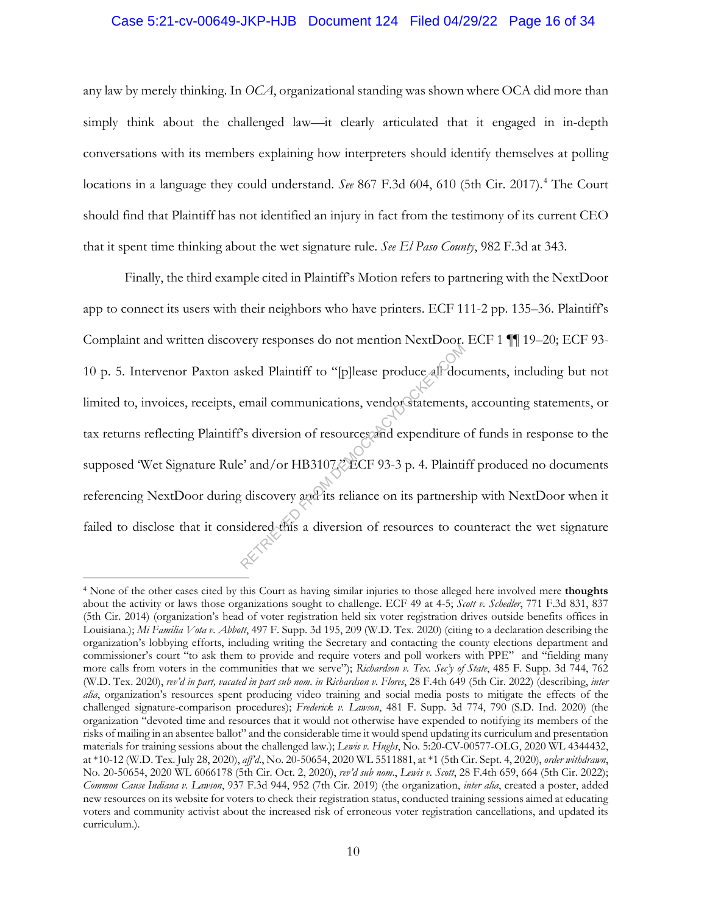any law by merely thinking. In *OCA*, organizational standing was shown where OCA did more than simply think about the challenged law—it clearly articulated that it engaged in in-depth conversations with its members explaining how interpreters should identify themselves at polling locations in a language they could understand. *See* 867 F.3d 604, 610 (5th Cir. 2017).[4] The Court should find that Plaintiff has not identified an injury in fact from the testimony of its current CEO that it spent time thinking about the wet signature rule. *See El Paso County*, 982 F.3d at 343.

Finally, the third example cited in Plaintiff's Motion refers to partnering with the NextDoor app to connect its users with their neighbors who have printers. ECF 111-2 pp. 135–36. Plaintiff's Complaint and written discovery responses do not mention NextDoor. ECF 1 ¶¶ 19–20; ECF 93-10 p. 5. Intervenor Paxton asked Plaintiff to "[p]lease produce all documents, including but not limited to, invoices, receipts, email communications, vendor statements, accounting statements, or tax returns reflecting Plaintiff's diversion of resources and expenditure of funds in response to the supposed 'Wet Signature Rule' and/or HB3107." ECF 93-3 p. 4. Plaintiff produced no documents referencing NextDoor during discovery and its reliance on its partnership with NextDoor when it failed to disclose that it considered this a diversion of resources to counteract the wet signature

---

[4] None of the other cases cited by this Court as having similar injuries to those alleged here involved mere **thoughts** about the activity or laws those organizations sought to challenge. ECF 49 at 4-5; *Scott v. Schedler*, 771 F.3d 831, 837 (5th Cir. 2014) (organization's head of voter registration held six voter registration drives outside benefits offices in Louisiana.); *Mi Familia Vota v. Abbott*, 497 F. Supp. 3d 195, 209 (W.D. Tex. 2020) (citing to a declaration describing the organization's lobbying efforts, including writing the Secretary and contacting the county elections department and commissioner's court "to ask them to provide and require voters and poll workers with PPE" and "fielding many more calls from voters in the communities that we serve"); *Richardson v. Tex. Sec'y of State*, 485 F. Supp. 3d 744, 762 (W.D. Tex. 2020), *rev'd in part, vacated in part sub nom. in Richardson v. Flores*, 28 F.4th 649 (5th Cir. 2022) (describing, *inter alia*, organization's resources spent producing video training and social media posts to mitigate the effects of the challenged signature-comparison procedures); *Frederick v. Lawson*, 481 F. Supp. 3d 774, 790 (S.D. Ind. 2020) (the organization "devoted time and resources that it would not otherwise have expended to notifying its members of the risks of mailing in an absentee ballot" and the considerable time it would spend updating its curriculum and presentation materials for training sessions about the challenged law.); *Lewis v. Hughs*, No. 5:20-CV-00577-OLG, 2020 WL 4344432, at *10-12 (W.D. Tex. July 28, 2020), *aff'd.*, No. 20-50654, 2020 WL 5511881, at *1 (5th Cir. Sept. 4, 2020), *order withdrawn*, No. 20-50654, 2020 WL 6066178 (5th Cir. Oct. 2, 2020), *rev'd sub nom.*, *Lewis v. Scott*, 28 F.4th 659, 664 (5th Cir. 2022); *Common Cause Indiana v. Lawson*, 937 F.3d 944, 952 (7th Cir. 2019) (the organization, *inter alia*, created a poster, added new resources on its website for voters to check their registration status, conducted training sessions aimed at educating voters and community activist about the increased risk of erroneous voter registration cancellations, and updated its curriculum.).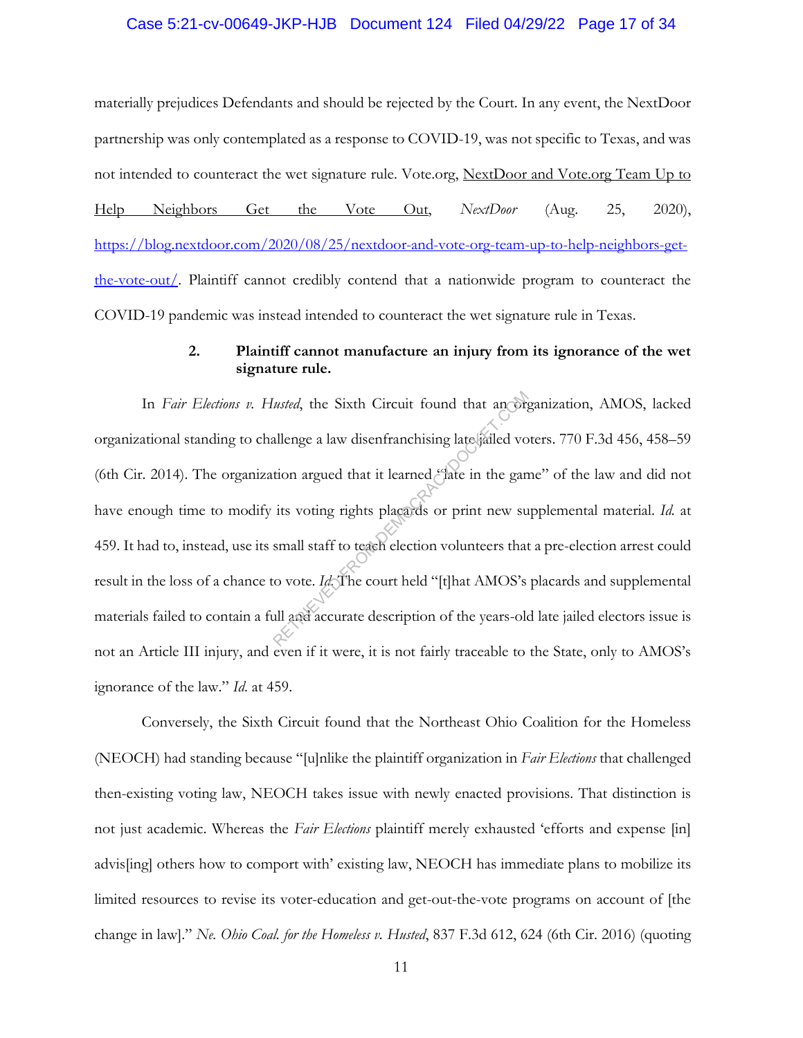materially prejudices Defendants and should be rejected by the Court. In any event, the NextDoor partnership was only contemplated as a response to COVID-19, was not specific to Texas, and was not intended to counteract the wet signature rule. Vote.org, NextDoor and Vote.org Team Up to Help Neighbors Get the Vote Out, *NextDoor* (Aug. 25, 2020), https://blog.nextdoor.com/2020/08/25/nextdoor-and-vote-org-team-up-to-help-neighbors-get-the-vote-out/. Plaintiff cannot credibly contend that a nationwide program to counteract the COVID-19 pandemic was instead intended to counteract the wet signature rule in Texas.

### 2. Plaintiff cannot manufacture an injury from its ignorance of the wet signature rule.

In *Fair Elections v. Husted*, the Sixth Circuit found that an organization, AMOS, lacked organizational standing to challenge a law disenfranchising late-jailed voters. 770 F.3d 456, 458–59 (6th Cir. 2014). The organization argued that it learned "late in the game" of the law and did not have enough time to modify its voting rights placards or print new supplemental material. *Id.* at 459. It had to, instead, use its small staff to teach election volunteers that a pre-election arrest could result in the loss of a chance to vote. *Id.* The court held "[t]hat AMOS's placards and supplemental materials failed to contain a full and accurate description of the years-old late jailed electors issue is not an Article III injury, and even if it were, it is not fairly traceable to the State, only to AMOS's ignorance of the law." *Id.* at 459.

Conversely, the Sixth Circuit found that the Northeast Ohio Coalition for the Homeless (NEOCH) had standing because "[u]nlike the plaintiff organization in *Fair Elections* that challenged then-existing voting law, NEOCH takes issue with newly enacted provisions. That distinction is not just academic. Whereas the *Fair Elections* plaintiff merely exhausted 'efforts and expense [in] advis[ing] others how to comport with' existing law, NEOCH has immediate plans to mobilize its limited resources to revise its voter-education and get-out-the-vote programs on account of [the change in law]." *Ne. Ohio Coal. for the Homeless v. Husted*, 837 F.3d 612, 624 (6th Cir. 2016) (quoting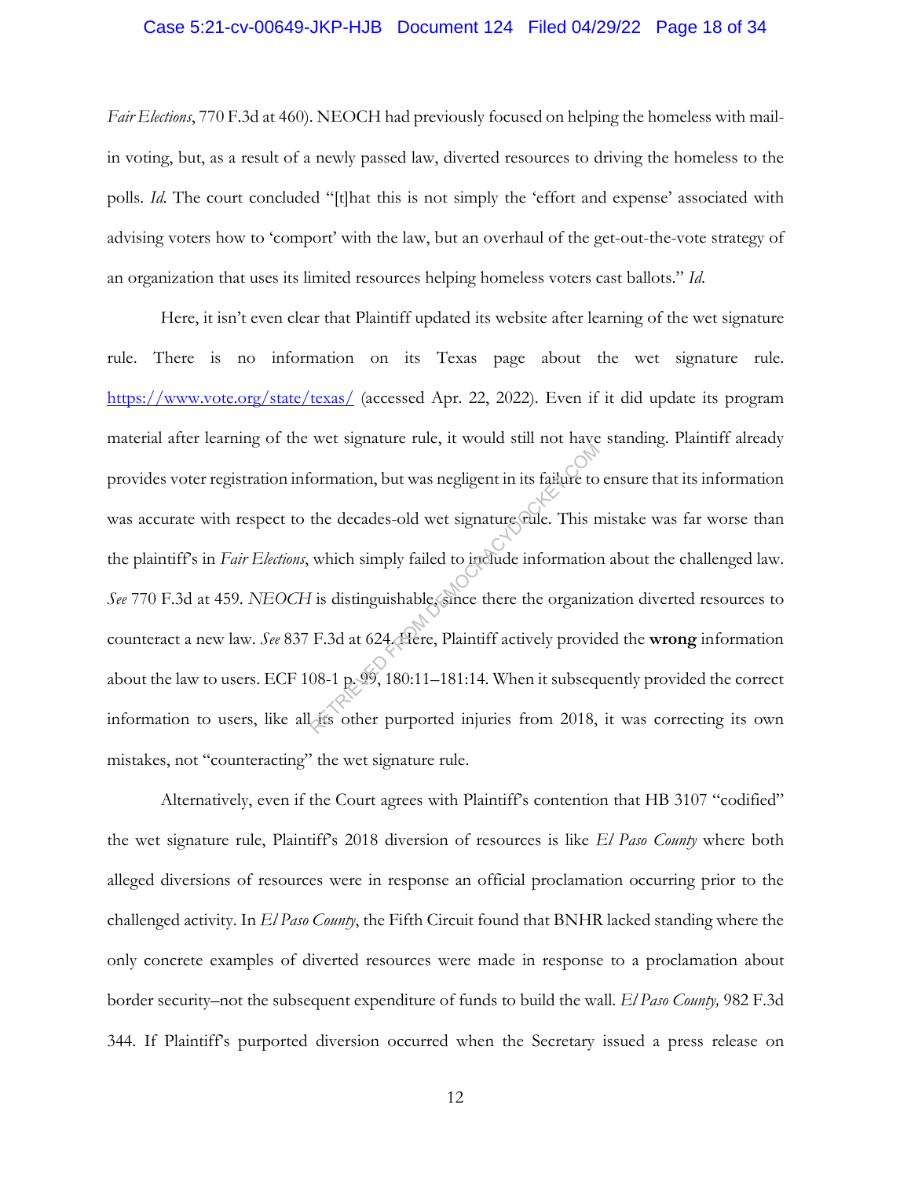*Fair Elections*, 770 F.3d at 460). NEOCH had previously focused on helping the homeless with mail-in voting, but, as a result of a newly passed law, diverted resources to driving the homeless to the polls. *Id.* The court concluded "[t]hat this is not simply the 'effort and expense' associated with advising voters how to 'comport' with the law, but an overhaul of the get-out-the-vote strategy of an organization that uses its limited resources helping homeless voters cast ballots." *Id.*

Here, it isn't even clear that Plaintiff updated its website after learning of the wet signature rule. There is no information on its Texas page about the wet signature rule. https://www.vote.org/state/texas/ (accessed Apr. 22, 2022). Even if it did update its program material after learning of the wet signature rule, it would still not have standing. Plaintiff already provides voter registration information, but was negligent in its failure to ensure that its information was accurate with respect to the decades-old wet signature rule. This mistake was far worse than the plaintiff's in *Fair Elections*, which simply failed to include information about the challenged law. *See* 770 F.3d at 459. *NEOCH* is distinguishable, since there the organization diverted resources to counteract a new law. *See* 837 F.3d at 624. Here, Plaintiff actively provided the **wrong** information about the law to users. ECF 108-1 p. 99, 180:11–181:14. When it subsequently provided the correct information to users, like all its other purported injuries from 2018, it was correcting its own mistakes, not "counteracting" the wet signature rule.

Alternatively, even if the Court agrees with Plaintiff's contention that HB 3107 "codified" the wet signature rule, Plaintiff's 2018 diversion of resources is like *El Paso County* where both alleged diversions of resources were in response an official proclamation occurring prior to the challenged activity. In *El Paso County*, the Fifth Circuit found that BNHR lacked standing where the only concrete examples of diverted resources were made in response to a proclamation about border security–not the subsequent expenditure of funds to build the wall. *El Paso County,* 982 F.3d 344. If Plaintiff's purported diversion occurred when the Secretary issued a press release on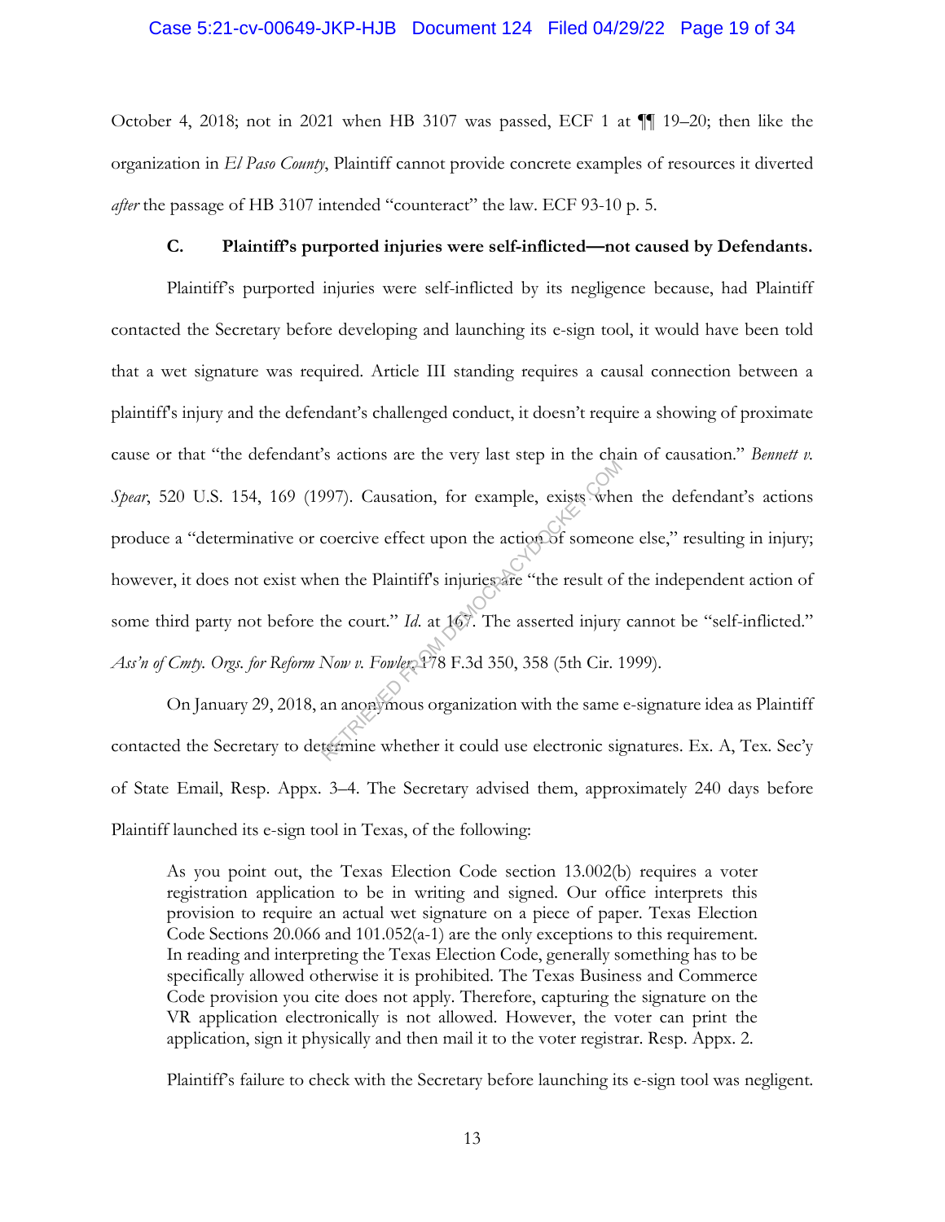October 4, 2018; not in 2021 when HB 3107 was passed, ECF 1 at ¶¶ 19–20; then like the organization in *El Paso County*, Plaintiff cannot provide concrete examples of resources it diverted *after* the passage of HB 3107 intended "counteract" the law. ECF 93-10 p. 5.

### C. Plaintiff's purported injuries were self-inflicted—not caused by Defendants.

Plaintiff's purported injuries were self-inflicted by its negligence because, had Plaintiff contacted the Secretary before developing and launching its e-sign tool, it would have been told that a wet signature was required. Article III standing requires a causal connection between a plaintiff's injury and the defendant's challenged conduct, it doesn't require a showing of proximate cause or that "the defendant's actions are the very last step in the chain of causation." *Bennett v. Spear*, 520 U.S. 154, 169 (1997). Causation, for example, exists when the defendant's actions produce a "determinative or coercive effect upon the action of someone else," resulting in injury; however, it does not exist when the Plaintiff's injuries are "the result of the independent action of some third party not before the court." *Id.* at 167. The asserted injury cannot be "self-inflicted." *Ass'n of Cmty. Orgs. for Reform Now v. Fowler*, 178 F.3d 350, 358 (5th Cir. 1999).

On January 29, 2018, an anonymous organization with the same e-signature idea as Plaintiff contacted the Secretary to determine whether it could use electronic signatures. Ex. A, Tex. Sec'y of State Email, Resp. Appx. 3–4. The Secretary advised them, approximately 240 days before Plaintiff launched its e-sign tool in Texas, of the following:

> As you point out, the Texas Election Code section 13.002(b) requires a voter registration application to be in writing and signed. Our office interprets this provision to require an actual wet signature on a piece of paper. Texas Election Code Sections 20.066 and 101.052(a-1) are the only exceptions to this requirement. In reading and interpreting the Texas Election Code, generally something has to be specifically allowed otherwise it is prohibited. The Texas Business and Commerce Code provision you cite does not apply. Therefore, capturing the signature on the VR application electronically is not allowed. However, the voter can print the application, sign it physically and then mail it to the voter registrar. Resp. Appx. 2.

Plaintiff's failure to check with the Secretary before launching its e-sign tool was negligent.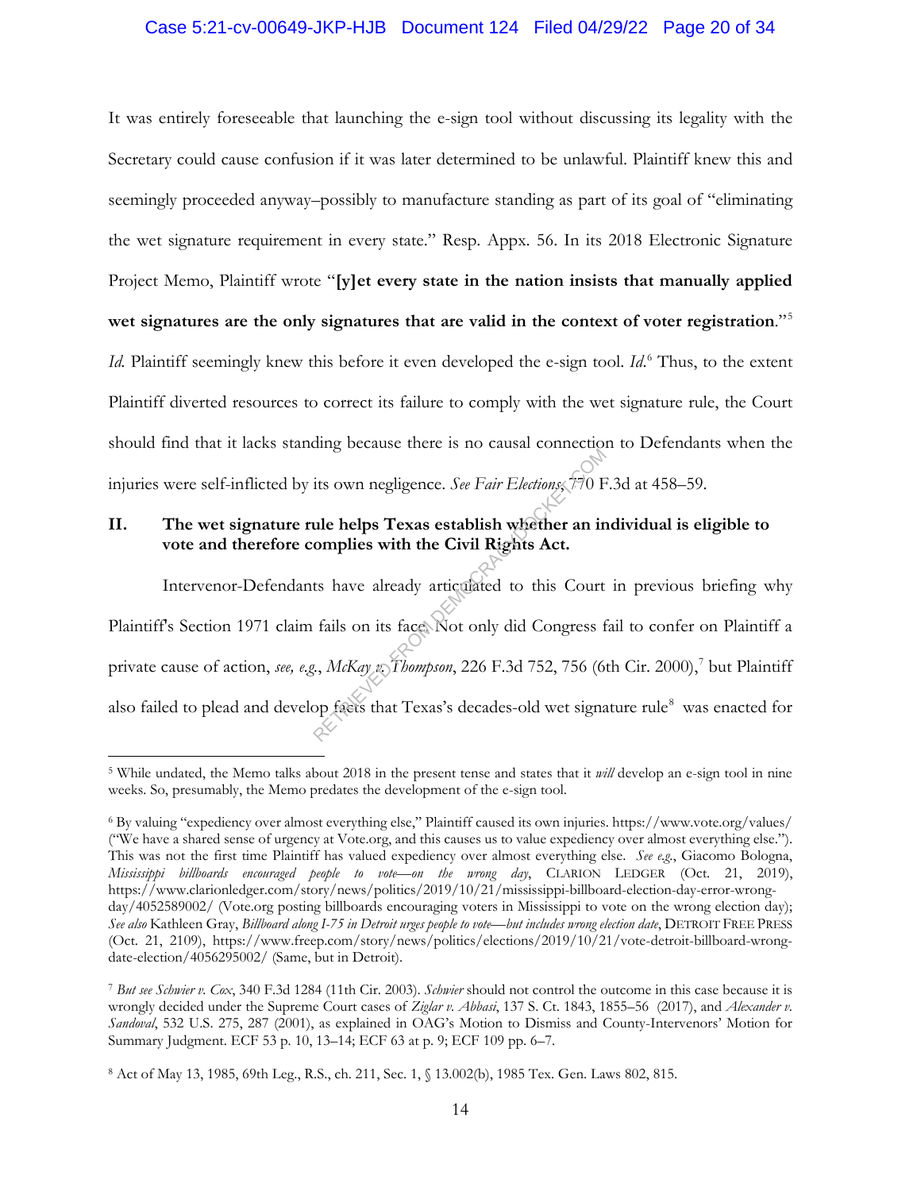It was entirely foreseeable that launching the e-sign tool without discussing its legality with the Secretary could cause confusion if it was later determined to be unlawful. Plaintiff knew this and seemingly proceeded anyway–possibly to manufacture standing as part of its goal of "eliminating the wet signature requirement in every state." Resp. Appx. 56. In its 2018 Electronic Signature Project Memo, Plaintiff wrote "**[y]et every state in the nation insists that manually applied wet signatures are the only signatures that are valid in the context of voter registration**."[5] *Id.* Plaintiff seemingly knew this before it even developed the e-sign tool. *Id.*[6] Thus, to the extent Plaintiff diverted resources to correct its failure to comply with the wet signature rule, the Court should find that it lacks standing because there is no causal connection to Defendants when the injuries were self-inflicted by its own negligence. *See Fair Elections*, 770 F.3d at 458–59.

## II. The wet signature rule helps Texas establish whether an individual is eligible to vote and therefore complies with the Civil Rights Act.

Intervenor-Defendants have already articulated to this Court in previous briefing why Plaintiff's Section 1971 claim fails on its face. Not only did Congress fail to confer on Plaintiff a private cause of action, *see, e.g.*, *McKay v. Thompson*, 226 F.3d 752, 756 (6th Cir. 2000),[7] but Plaintiff also failed to plead and develop facts that Texas's decades-old wet signature rule[8] was enacted for

---

[5] While undated, the Memo talks about 2018 in the present tense and states that it *will* develop an e-sign tool in nine weeks. So, presumably, the Memo predates the development of the e-sign tool.

[6] By valuing "expediency over almost everything else," Plaintiff caused its own injuries. https://www.vote.org/values/ ("We have a shared sense of urgency at Vote.org, and this causes us to value expediency over almost everything else."). This was not the first time Plaintiff has valued expediency over almost everything else. *See e.g.*, Giacomo Bologna, *Mississippi billboards encouraged people to vote—on the wrong day*, CLARION LEDGER (Oct. 21, 2019), https://www.clarionledger.com/story/news/politics/2019/10/21/mississippi-billboard-election-day-error-wrong-day/4052589002/ (Vote.org posting billboards encouraging voters in Mississippi to vote on the wrong election day); *See also* Kathleen Gray, *Billboard along I-75 in Detroit urges people to vote—but includes wrong election date*, DETROIT FREE PRESS (Oct. 21, 2109), https://www.freep.com/story/news/politics/elections/2019/10/21/vote-detroit-billboard-wrong-date-election/4056295002/ (Same, but in Detroit).

[7] *But see Schwier v. Cox*, 340 F.3d 1284 (11th Cir. 2003). *Schwier* should not control the outcome in this case because it is wrongly decided under the Supreme Court cases of *Ziglar v. Abbasi*, 137 S. Ct. 1843, 1855–56 (2017), and *Alexander v. Sandoval*, 532 U.S. 275, 287 (2001), as explained in OAG's Motion to Dismiss and County-Intervenors' Motion for Summary Judgment. ECF 53 p. 10, 13–14; ECF 63 at p. 9; ECF 109 pp. 6–7.

[8] Act of May 13, 1985, 69th Leg., R.S., ch. 211, Sec. 1, § 13.002(b), 1985 Tex. Gen. Laws 802, 815.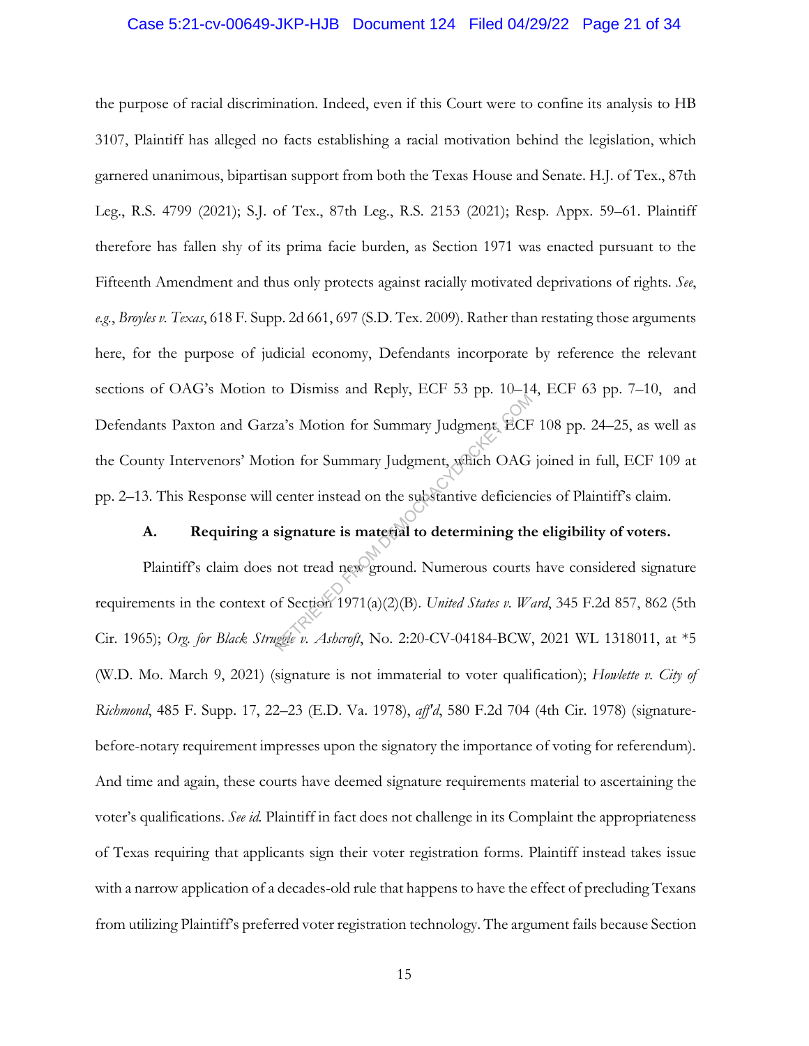the purpose of racial discrimination. Indeed, even if this Court were to confine its analysis to HB 3107, Plaintiff has alleged no facts establishing a racial motivation behind the legislation, which garnered unanimous, bipartisan support from both the Texas House and Senate. H.J. of Tex., 87th Leg., R.S. 4799 (2021); S.J. of Tex., 87th Leg., R.S. 2153 (2021); Resp. Appx. 59–61. Plaintiff therefore has fallen shy of its prima facie burden, as Section 1971 was enacted pursuant to the Fifteenth Amendment and thus only protects against racially motivated deprivations of rights. *See*, *e.g.*, *Broyles v. Texas*, 618 F. Supp. 2d 661, 697 (S.D. Tex. 2009). Rather than restating those arguments here, for the purpose of judicial economy, Defendants incorporate by reference the relevant sections of OAG's Motion to Dismiss and Reply, ECF 53 pp. 10–14, ECF 63 pp. 7–10, and Defendants Paxton and Garza's Motion for Summary Judgment, ECF 108 pp. 24–25, as well as the County Intervenors' Motion for Summary Judgment, which OAG joined in full, ECF 109 at pp. 2–13. This Response will center instead on the substantive deficiencies of Plaintiff's claim.

### A. Requiring a signature is material to determining the eligibility of voters.

Plaintiff's claim does not tread new ground. Numerous courts have considered signature requirements in the context of Section 1971(a)(2)(B). *United States v. Ward*, 345 F.2d 857, 862 (5th Cir. 1965); *Org. for Black Struggle v. Ashcroft*, No. 2:20-CV-04184-BCW, 2021 WL 1318011, at *5 (W.D. Mo. March 9, 2021) (signature is not immaterial to voter qualification); *Howlette v. City of Richmond*, 485 F. Supp. 17, 22–23 (E.D. Va. 1978), *aff'd*, 580 F.2d 704 (4th Cir. 1978) (signature-before-notary requirement impresses upon the signatory the importance of voting for referendum). And time and again, these courts have deemed signature requirements material to ascertaining the voter's qualifications. *See id.* Plaintiff in fact does not challenge in its Complaint the appropriateness of Texas requiring that applicants sign their voter registration forms. Plaintiff instead takes issue with a narrow application of a decades-old rule that happens to have the effect of precluding Texans from utilizing Plaintiff's preferred voter registration technology. The argument fails because Section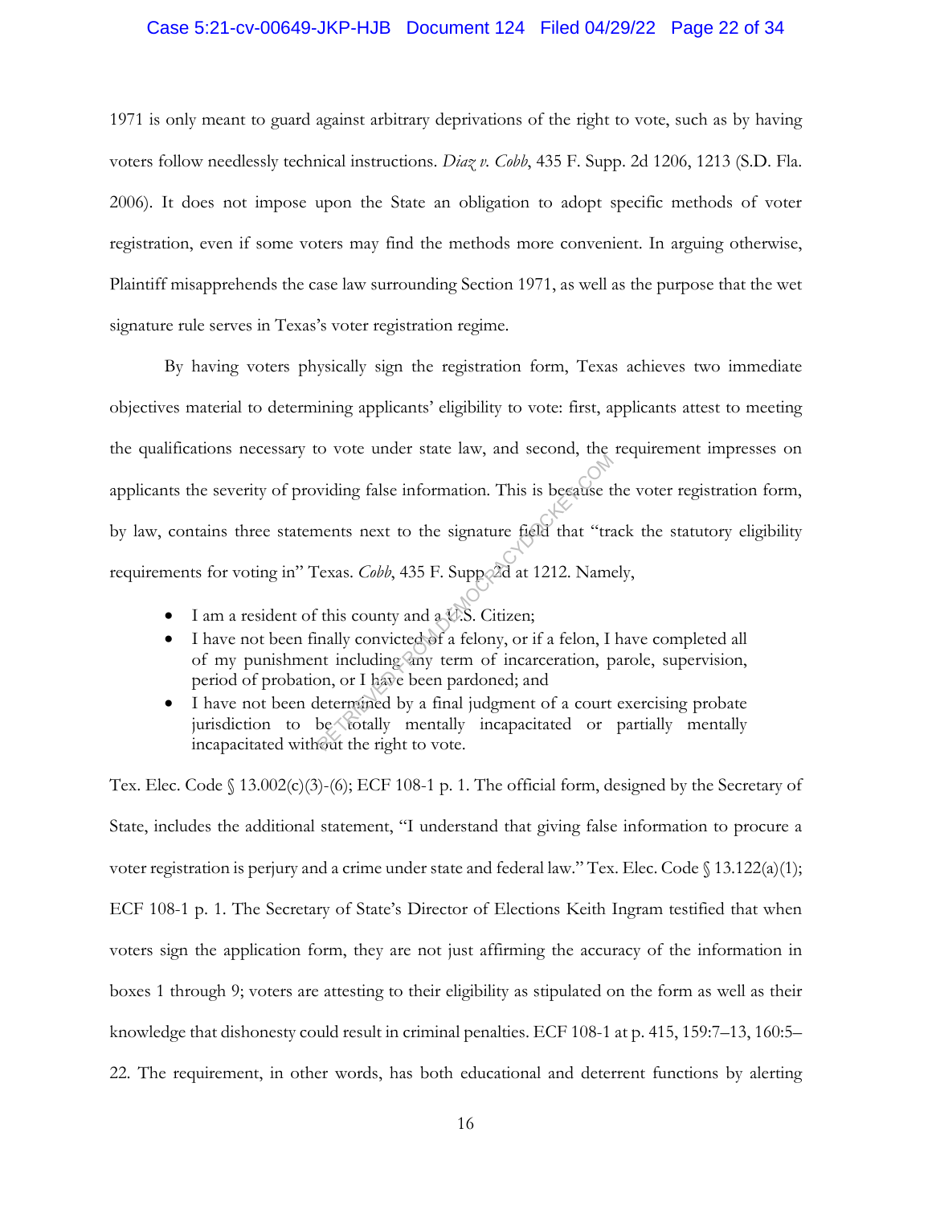1971 is only meant to guard against arbitrary deprivations of the right to vote, such as by having voters follow needlessly technical instructions. *Diaz v. Cobb*, 435 F. Supp. 2d 1206, 1213 (S.D. Fla. 2006). It does not impose upon the State an obligation to adopt specific methods of voter registration, even if some voters may find the methods more convenient. In arguing otherwise, Plaintiff misapprehends the case law surrounding Section 1971, as well as the purpose that the wet signature rule serves in Texas's voter registration regime.

By having voters physically sign the registration form, Texas achieves two immediate objectives material to determining applicants' eligibility to vote: first, applicants attest to meeting the qualifications necessary to vote under state law, and second, the requirement impresses on applicants the severity of providing false information. This is because the voter registration form, by law, contains three statements next to the signature field that "track the statutory eligibility requirements for voting in" Texas. *Cobb*, 435 F. Supp. 2d at 1212. Namely,

- I am a resident of this county and a U.S. Citizen;
- I have not been finally convicted of a felony, or if a felon, I have completed all of my punishment including any term of incarceration, parole, supervision, period of probation, or I have been pardoned; and
- I have not been determined by a final judgment of a court exercising probate jurisdiction to be totally mentally incapacitated or partially mentally incapacitated without the right to vote.

Tex. Elec. Code § 13.002(c)(3)-(6); ECF 108-1 p. 1. The official form, designed by the Secretary of State, includes the additional statement, "I understand that giving false information to procure a voter registration is perjury and a crime under state and federal law." Tex. Elec. Code § 13.122(a)(1); ECF 108-1 p. 1. The Secretary of State's Director of Elections Keith Ingram testified that when voters sign the application form, they are not just affirming the accuracy of the information in boxes 1 through 9; voters are attesting to their eligibility as stipulated on the form as well as their knowledge that dishonesty could result in criminal penalties. ECF 108-1 at p. 415, 159:7–13, 160:5–22. The requirement, in other words, has both educational and deterrent functions by alerting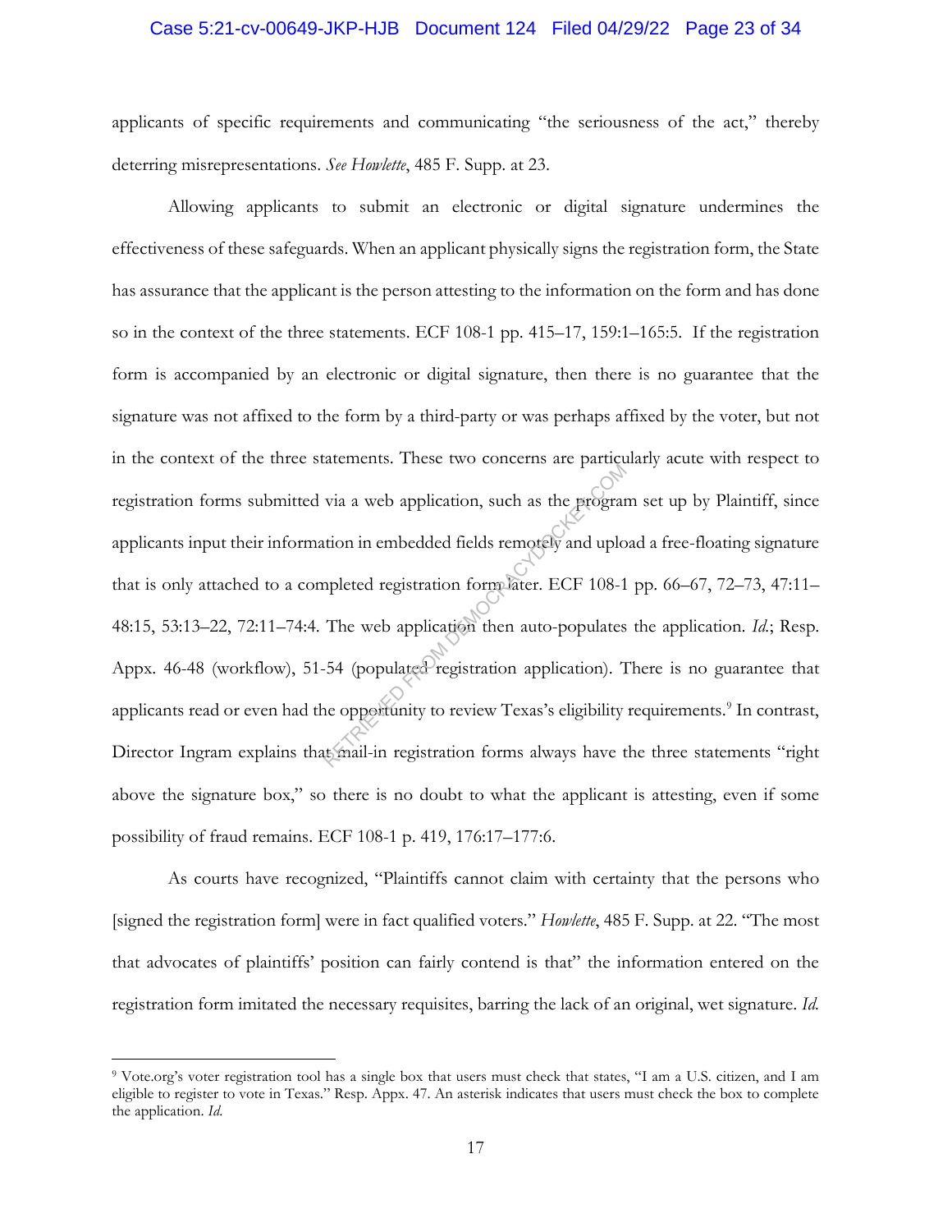applicants of specific requirements and communicating "the seriousness of the act," thereby deterring misrepresentations. *See Howlette*, 485 F. Supp. at 23.

Allowing applicants to submit an electronic or digital signature undermines the effectiveness of these safeguards. When an applicant physically signs the registration form, the State has assurance that the applicant is the person attesting to the information on the form and has done so in the context of the three statements. ECF 108-1 pp. 415–17, 159:1–165:5. If the registration form is accompanied by an electronic or digital signature, then there is no guarantee that the signature was not affixed to the form by a third-party or was perhaps affixed by the voter, but not in the context of the three statements. These two concerns are particularly acute with respect to registration forms submitted via a web application, such as the program set up by Plaintiff, since applicants input their information in embedded fields remotely and upload a free-floating signature that is only attached to a completed registration form later. ECF 108-1 pp. 66–67, 72–73, 47:11–48:15, 53:13–22, 72:11–74:4. The web application then auto-populates the application. *Id.*; Resp. Appx. 46-48 (workflow), 51-54 (populated registration application). There is no guarantee that applicants read or even had the opportunity to review Texas's eligibility requirements.[9] In contrast, Director Ingram explains that mail-in registration forms always have the three statements "right above the signature box," so there is no doubt to what the applicant is attesting, even if some possibility of fraud remains. ECF 108-1 p. 419, 176:17–177:6.

As courts have recognized, "Plaintiffs cannot claim with certainty that the persons who [signed the registration form] were in fact qualified voters." *Howlette*, 485 F. Supp. at 22. "The most that advocates of plaintiffs' position can fairly contend is that" the information entered on the registration form imitated the necessary requisites, barring the lack of an original, wet signature. *Id.*

---

[9] Vote.org's voter registration tool has a single box that users must check that states, "I am a U.S. citizen, and I am eligible to register to vote in Texas." Resp. Appx. 47. An asterisk indicates that users must check the box to complete the application. *Id.*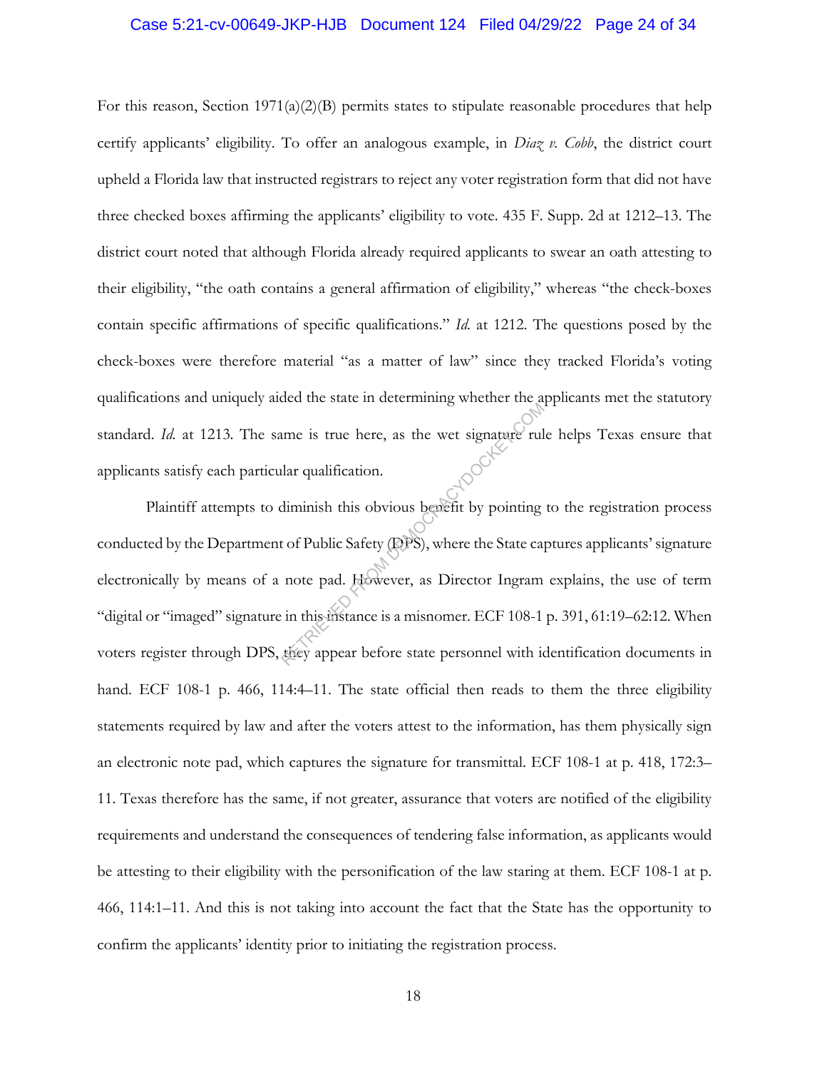For this reason, Section 1971(a)(2)(B) permits states to stipulate reasonable procedures that help certify applicants' eligibility. To offer an analogous example, in *Diaz v. Cobb*, the district court upheld a Florida law that instructed registrars to reject any voter registration form that did not have three checked boxes affirming the applicants' eligibility to vote. 435 F. Supp. 2d at 1212–13. The district court noted that although Florida already required applicants to swear an oath attesting to their eligibility, "the oath contains a general affirmation of eligibility," whereas "the check-boxes contain specific affirmations of specific qualifications." *Id.* at 1212. The questions posed by the check-boxes were therefore material "as a matter of law" since they tracked Florida's voting qualifications and uniquely aided the state in determining whether the applicants met the statutory standard. *Id.* at 1213. The same is true here, as the wet signature rule helps Texas ensure that applicants satisfy each particular qualification.

Plaintiff attempts to diminish this obvious benefit by pointing to the registration process conducted by the Department of Public Safety (DPS), where the State captures applicants' signature electronically by means of a note pad. However, as Director Ingram explains, the use of term "digital or "imaged" signature in this instance is a misnomer. ECF 108-1 p. 391, 61:19–62:12. When voters register through DPS, they appear before state personnel with identification documents in hand. ECF 108-1 p. 466, 114:4–11. The state official then reads to them the three eligibility statements required by law and after the voters attest to the information, has them physically sign an electronic note pad, which captures the signature for transmittal. ECF 108-1 at p. 418, 172:3–11. Texas therefore has the same, if not greater, assurance that voters are notified of the eligibility requirements and understand the consequences of tendering false information, as applicants would be attesting to their eligibility with the personification of the law staring at them. ECF 108-1 at p. 466, 114:1–11. And this is not taking into account the fact that the State has the opportunity to confirm the applicants' identity prior to initiating the registration process.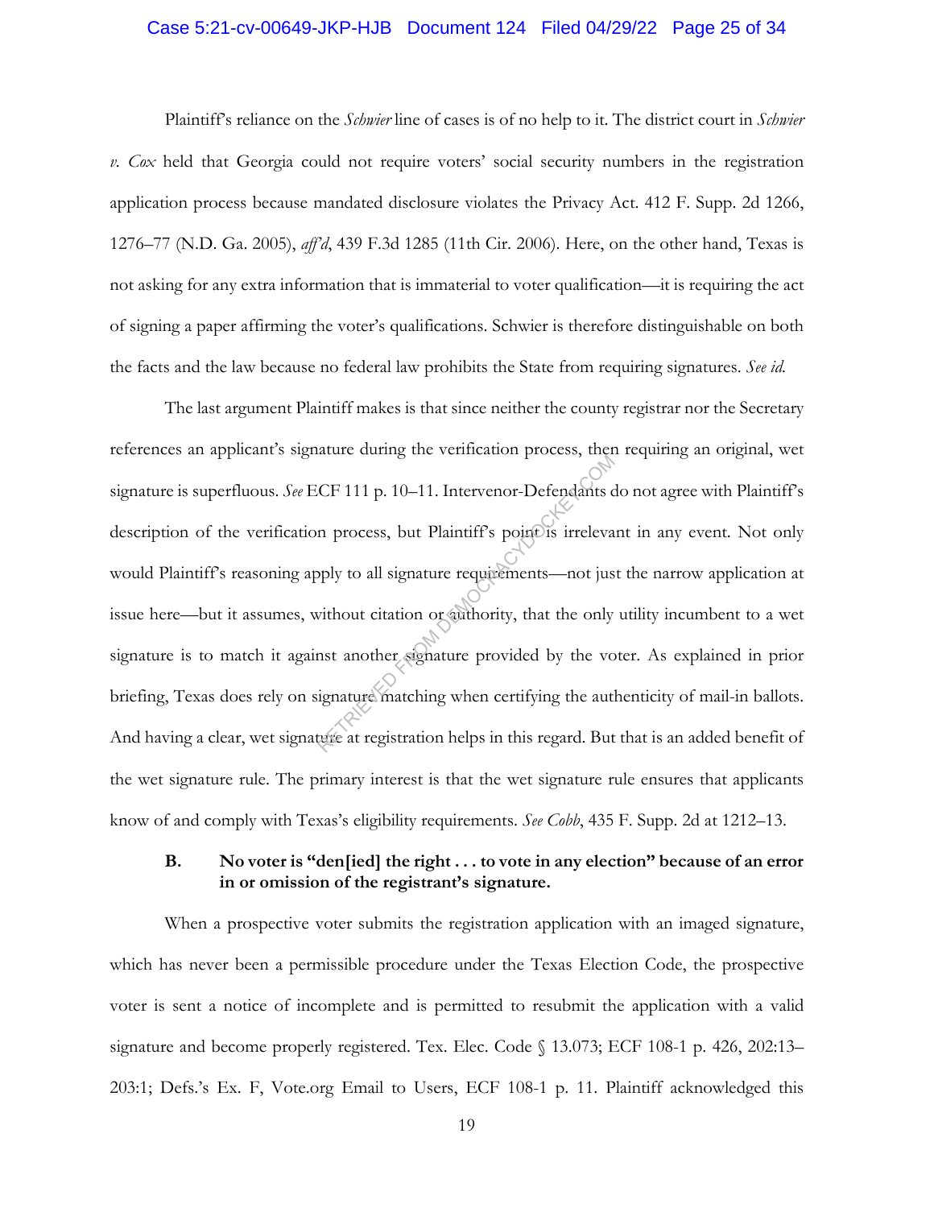Plaintiff's reliance on the *Schwier* line of cases is of no help to it. The district court in *Schwier v. Cox* held that Georgia could not require voters' social security numbers in the registration application process because mandated disclosure violates the Privacy Act. 412 F. Supp. 2d 1266, 1276–77 (N.D. Ga. 2005), *aff'd*, 439 F.3d 1285 (11th Cir. 2006). Here, on the other hand, Texas is not asking for any extra information that is immaterial to voter qualification—it is requiring the act of signing a paper affirming the voter's qualifications. Schwier is therefore distinguishable on both the facts and the law because no federal law prohibits the State from requiring signatures. *See id.*

The last argument Plaintiff makes is that since neither the county registrar nor the Secretary references an applicant's signature during the verification process, then requiring an original, wet signature is superfluous. *See* ECF 111 p. 10–11. Intervenor-Defendants do not agree with Plaintiff's description of the verification process, but Plaintiff's point is irrelevant in any event. Not only would Plaintiff's reasoning apply to all signature requirements—not just the narrow application at issue here—but it assumes, without citation or authority, that the only utility incumbent to a wet signature is to match it against another signature provided by the voter. As explained in prior briefing, Texas does rely on signature matching when certifying the authenticity of mail-in ballots. And having a clear, wet signature at registration helps in this regard. But that is an added benefit of the wet signature rule. The primary interest is that the wet signature rule ensures that applicants know of and comply with Texas's eligibility requirements. *See Cobb*, 435 F. Supp. 2d at 1212–13.

### B. No voter is "den[ied] the right . . . to vote in any election" because of an error in or omission of the registrant's signature.

When a prospective voter submits the registration application with an imaged signature, which has never been a permissible procedure under the Texas Election Code, the prospective voter is sent a notice of incomplete and is permitted to resubmit the application with a valid signature and become properly registered. Tex. Elec. Code § 13.073; ECF 108-1 p. 426, 202:13–203:1; Defs.'s Ex. F, Vote.org Email to Users, ECF 108-1 p. 11. Plaintiff acknowledged this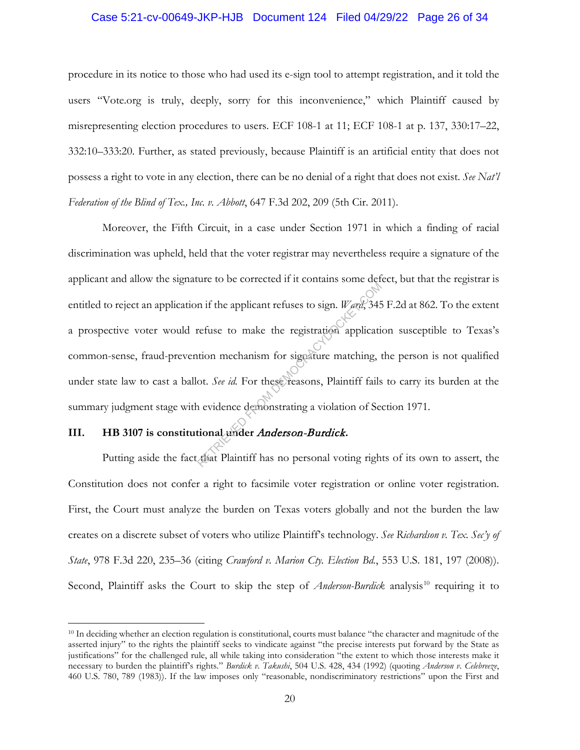procedure in its notice to those who had used its e-sign tool to attempt registration, and it told the users "Vote.org is truly, deeply, sorry for this inconvenience," which Plaintiff caused by misrepresenting election procedures to users. ECF 108-1 at 11; ECF 108-1 at p. 137, 330:17–22, 332:10–333:20. Further, as stated previously, because Plaintiff is an artificial entity that does not possess a right to vote in any election, there can be no denial of a right that does not exist. *See Nat'l Federation of the Blind of Tex., Inc. v. Abbott*, 647 F.3d 202, 209 (5th Cir. 2011).

Moreover, the Fifth Circuit, in a case under Section 1971 in which a finding of racial discrimination was upheld, held that the voter registrar may nevertheless require a signature of the applicant and allow the signature to be corrected if it contains some defect, but that the registrar is entitled to reject an application if the applicant refuses to sign. *Ward*, 345 F.2d at 862. To the extent a prospective voter would refuse to make the registration application susceptible to Texas's common-sense, fraud-prevention mechanism for signature matching, the person is not qualified under state law to cast a ballot. *See id.* For these reasons, Plaintiff fails to carry its burden at the summary judgment stage with evidence demonstrating a violation of Section 1971.

## III. HB 3107 is constitutional under *Anderson-Burdick*.

Putting aside the fact that Plaintiff has no personal voting rights of its own to assert, the Constitution does not confer a right to facsimile voter registration or online voter registration. First, the Court must analyze the burden on Texas voters globally and not the burden the law creates on a discrete subset of voters who utilize Plaintiff's technology. *See Richardson v. Tex. Sec'y of State*, 978 F.3d 220, 235–36 (citing *Crawford v. Marion Cty. Election Bd.*, 553 U.S. 181, 197 (2008)). Second, Plaintiff asks the Court to skip the step of *Anderson-Burdick* analysis[10] requiring it to

---

[10] In deciding whether an election regulation is constitutional, courts must balance "the character and magnitude of the asserted injury" to the rights the plaintiff seeks to vindicate against "the precise interests put forward by the State as justifications" for the challenged rule, all while taking into consideration "the extent to which those interests make it necessary to burden the plaintiff's rights." *Burdick v. Takushi*, 504 U.S. 428, 434 (1992) (quoting *Anderson v. Celebreeze*, 460 U.S. 780, 789 (1983)). If the law imposes only "reasonable, nondiscriminatory restrictions" upon the First and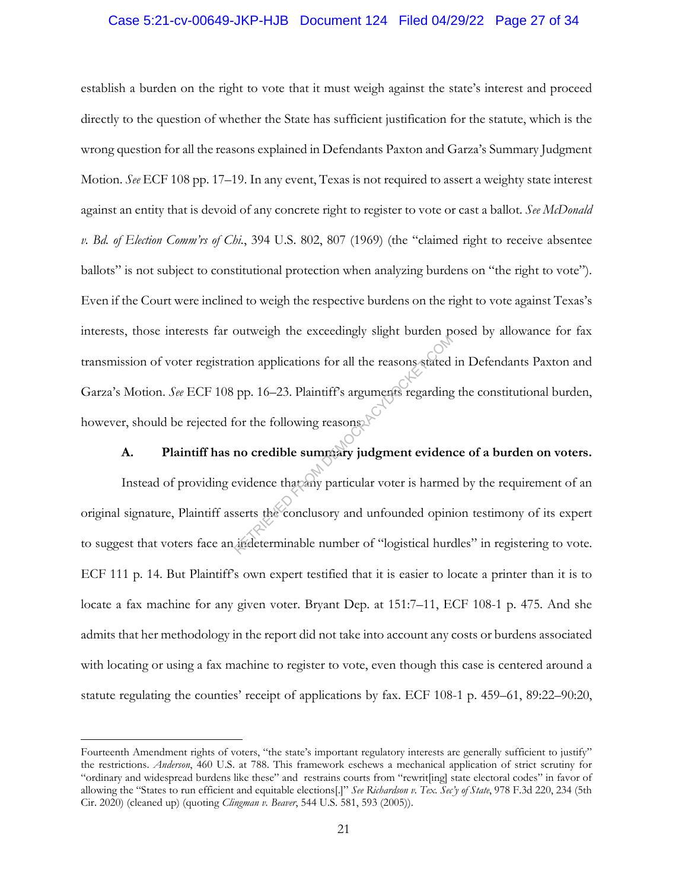establish a burden on the right to vote that it must weigh against the state's interest and proceed directly to the question of whether the State has sufficient justification for the statute, which is the wrong question for all the reasons explained in Defendants Paxton and Garza's Summary Judgment Motion. *See* ECF 108 pp. 17–19. In any event, Texas is not required to assert a weighty state interest against an entity that is devoid of any concrete right to register to vote or cast a ballot. *See McDonald v. Bd. of Election Comm'rs of Chi.*, 394 U.S. 802, 807 (1969) (the "claimed right to receive absentee ballots" is not subject to constitutional protection when analyzing burdens on "the right to vote"). Even if the Court were inclined to weigh the respective burdens on the right to vote against Texas's interests, those interests far outweigh the exceedingly slight burden posed by allowance for fax transmission of voter registration applications for all the reasons stated in Defendants Paxton and Garza's Motion. *See* ECF 108 pp. 16–23. Plaintiff's arguments regarding the constitutional burden, however, should be rejected for the following reasons.

### A. Plaintiff has no credible summary judgment evidence of a burden on voters.

Instead of providing evidence that any particular voter is harmed by the requirement of an original signature, Plaintiff asserts the conclusory and unfounded opinion testimony of its expert to suggest that voters face an indeterminable number of "logistical hurdles" in registering to vote. ECF 111 p. 14. But Plaintiff's own expert testified that it is easier to locate a printer than it is to locate a fax machine for any given voter. Bryant Dep. at 151:7–11, ECF 108-1 p. 475. And she admits that her methodology in the report did not take into account any costs or burdens associated with locating or using a fax machine to register to vote, even though this case is centered around a statute regulating the counties' receipt of applications by fax. ECF 108-1 p. 459–61, 89:22–90:20,

---

Fourteenth Amendment rights of voters, "the state's important regulatory interests are generally sufficient to justify" the restrictions. *Anderson*, 460 U.S. at 788. This framework eschews a mechanical application of strict scrutiny for "ordinary and widespread burdens like these" and restrains courts from "rewrit[ing] state electoral codes" in favor of allowing the "States to run efficient and equitable elections[.]" *See Richardson v. Tex. Sec'y of State*, 978 F.3d 220, 234 (5th Cir. 2020) (cleaned up) (quoting *Clingman v. Beaver*, 544 U.S. 581, 593 (2005)).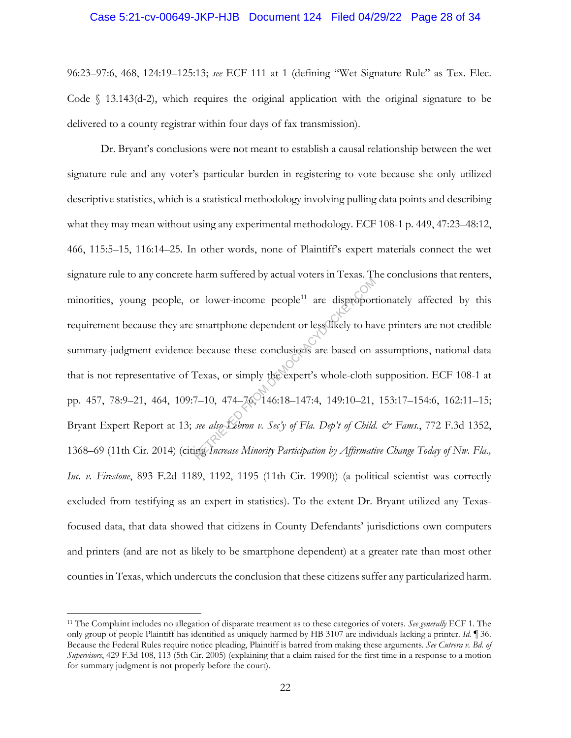96:23–97:6, 468, 124:19–125:13; *see* ECF 111 at 1 (defining "Wet Signature Rule" as Tex. Elec. Code § 13.143(d-2), which requires the original application with the original signature to be delivered to a county registrar within four days of fax transmission).

Dr. Bryant's conclusions were not meant to establish a causal relationship between the wet signature rule and any voter's particular burden in registering to vote because she only utilized descriptive statistics, which is a statistical methodology involving pulling data points and describing what they may mean without using any experimental methodology. ECF 108-1 p. 449, 47:23–48:12, 466, 115:5–15, 116:14–25. In other words, none of Plaintiff's expert materials connect the wet signature rule to any concrete harm suffered by actual voters in Texas. The conclusions that renters, minorities, young people, or lower-income people[11] are disproportionately affected by this requirement because they are smartphone dependent or less likely to have printers are not credible summary-judgment evidence because these conclusions are based on assumptions, national data that is not representative of Texas, or simply the expert's whole-cloth supposition. ECF 108-1 at pp. 457, 78:9–21, 464, 109:7–10, 474–76, 146:18–147:4, 149:10–21, 153:17–154:6, 162:11–15; Bryant Expert Report at 13; *see also Lebron v. Sec'y of Fla. Dep't of Child. & Fams.*, 772 F.3d 1352, 1368–69 (11th Cir. 2014) (citing *Increase Minority Participation by Affirmative Change Today of Nw. Fla., Inc. v. Firestone*, 893 F.2d 1189, 1192, 1195 (11th Cir. 1990)) (a political scientist was correctly excluded from testifying as an expert in statistics). To the extent Dr. Bryant utilized any Texas-focused data, that data showed that citizens in County Defendants' jurisdictions own computers and printers (and are not as likely to be smartphone dependent) at a greater rate than most other counties in Texas, which undercuts the conclusion that these citizens suffer any particularized harm.

---

[11] The Complaint includes no allegation of disparate treatment as to these categories of voters. *See generally* ECF 1. The only group of people Plaintiff has identified as uniquely harmed by HB 3107 are individuals lacking a printer. *Id.* ¶ 36. Because the Federal Rules require notice pleading, Plaintiff is barred from making these arguments. *See Cutrera v. Bd. of Supervisors*, 429 F.3d 108, 113 (5th Cir. 2005) (explaining that a claim raised for the first time in a response to a motion for summary judgment is not properly before the court).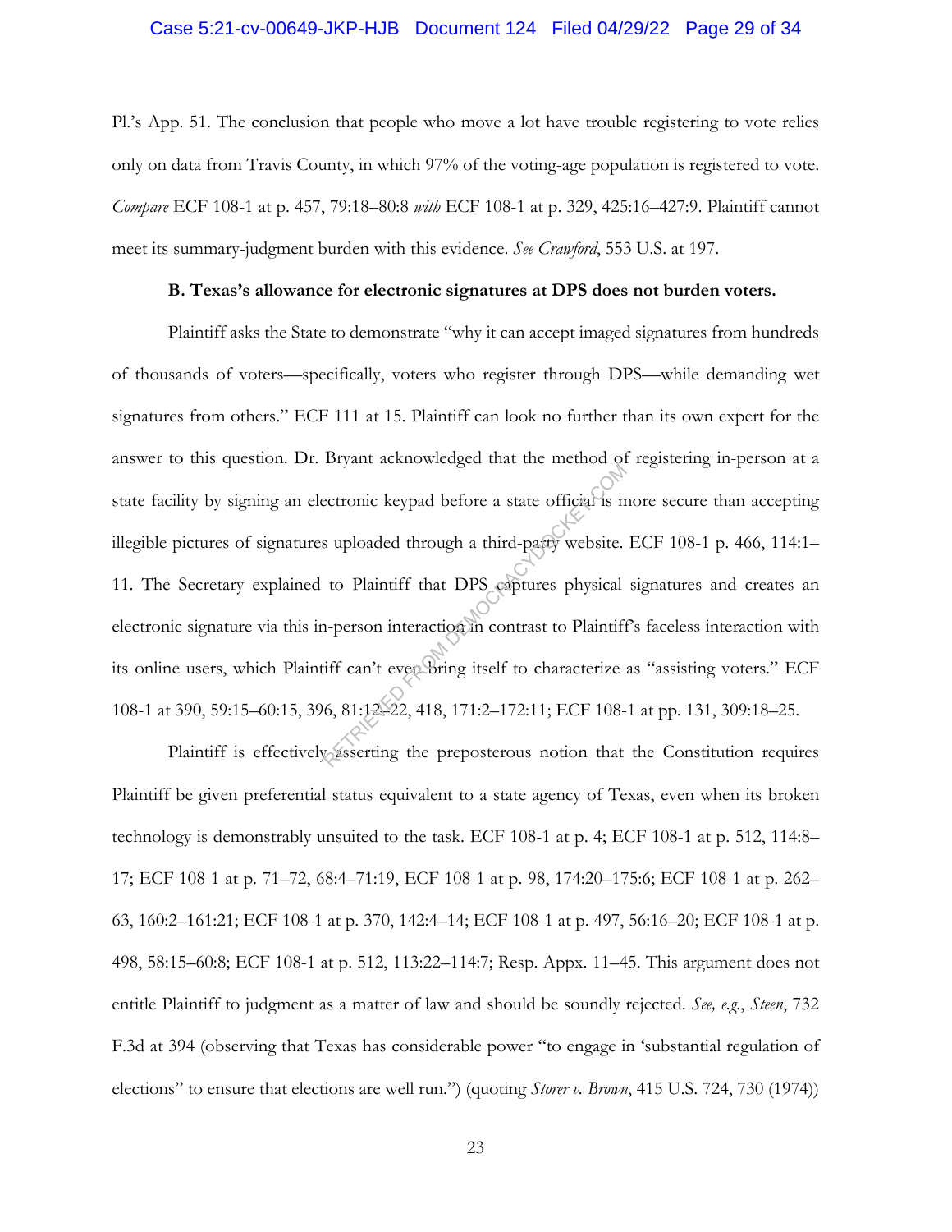Pl.'s App. 51. The conclusion that people who move a lot have trouble registering to vote relies only on data from Travis County, in which 97% of the voting-age population is registered to vote. *Compare* ECF 108-1 at p. 457, 79:18–80:8 *with* ECF 108-1 at p. 329, 425:16–427:9. Plaintiff cannot meet its summary-judgment burden with this evidence. *See Crawford*, 553 U.S. at 197.

**B. Texas's allowance for electronic signatures at DPS does not burden voters.**

Plaintiff asks the State to demonstrate "why it can accept imaged signatures from hundreds of thousands of voters—specifically, voters who register through DPS—while demanding wet signatures from others." ECF 111 at 15. Plaintiff can look no further than its own expert for the answer to this question. Dr. Bryant acknowledged that the method of registering in-person at a state facility by signing an electronic keypad before a state official is more secure than accepting illegible pictures of signatures uploaded through a third-party website. ECF 108-1 p. 466, 114:1–11. The Secretary explained to Plaintiff that DPS captures physical signatures and creates an electronic signature via this in-person interaction in contrast to Plaintiff's faceless interaction with its online users, which Plaintiff can't even bring itself to characterize as "assisting voters." ECF 108-1 at 390, 59:15–60:15, 396, 81:12–22, 418, 171:2–172:11; ECF 108-1 at pp. 131, 309:18–25.

Plaintiff is effectively asserting the preposterous notion that the Constitution requires Plaintiff be given preferential status equivalent to a state agency of Texas, even when its broken technology is demonstrably unsuited to the task. ECF 108-1 at p. 4; ECF 108-1 at p. 512, 114:8–17; ECF 108-1 at p. 71–72, 68:4–71:19, ECF 108-1 at p. 98, 174:20–175:6; ECF 108-1 at p. 262–63, 160:2–161:21; ECF 108-1 at p. 370, 142:4–14; ECF 108-1 at p. 497, 56:16–20; ECF 108-1 at p. 498, 58:15–60:8; ECF 108-1 at p. 512, 113:22–114:7; Resp. Appx. 11–45. This argument does not entitle Plaintiff to judgment as a matter of law and should be soundly rejected. *See, e.g.*, *Steen*, 732 F.3d at 394 (observing that Texas has considerable power "to engage in 'substantial regulation of elections" to ensure that elections are well run.") (quoting *Storer v. Brown*, 415 U.S. 724, 730 (1974))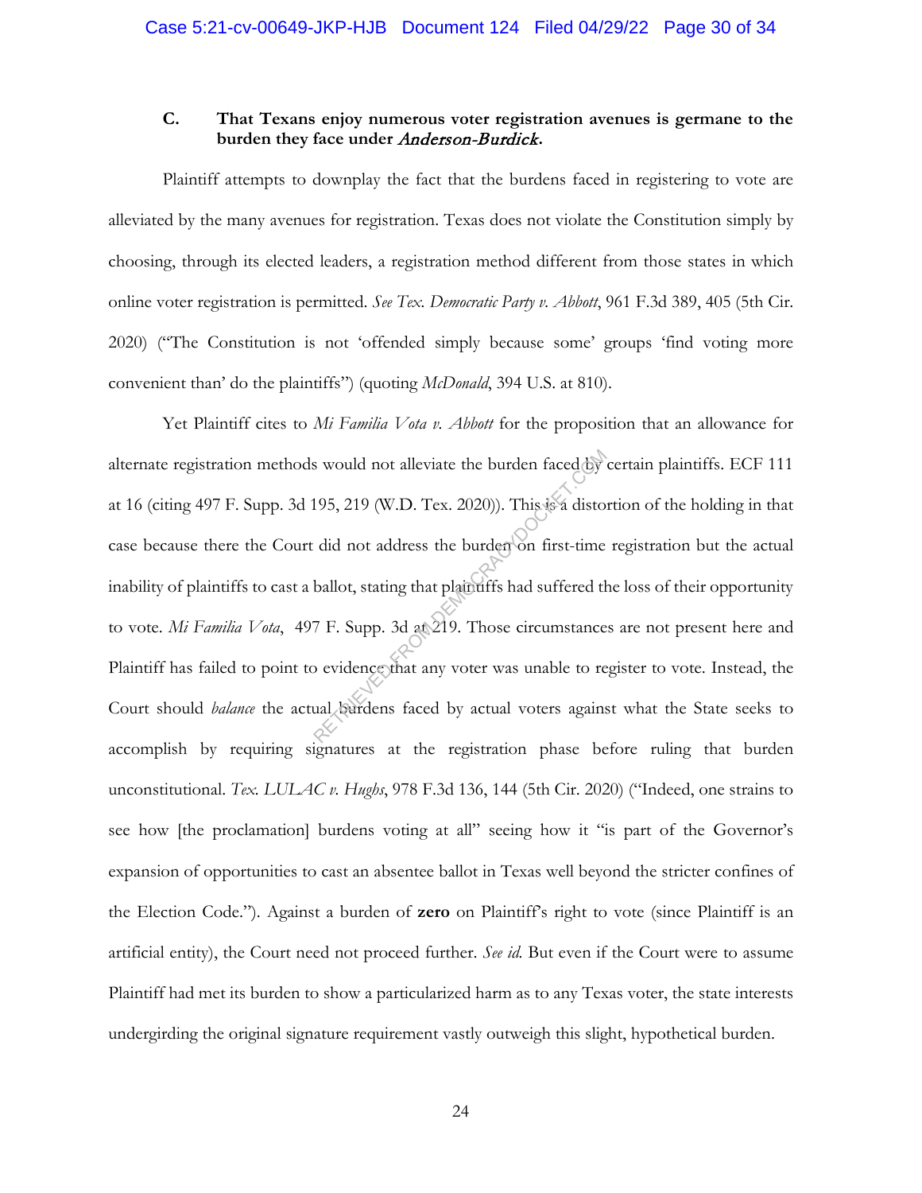### C. That Texans enjoy numerous voter registration avenues is germane to the burden they face under *Anderson-Burdick*.

Plaintiff attempts to downplay the fact that the burdens faced in registering to vote are alleviated by the many avenues for registration. Texas does not violate the Constitution simply by choosing, through its elected leaders, a registration method different from those states in which online voter registration is permitted. *See Tex. Democratic Party v. Abbott*, 961 F.3d 389, 405 (5th Cir. 2020) ("The Constitution is not 'offended simply because some' groups 'find voting more convenient than' do the plaintiffs") (quoting *McDonald*, 394 U.S. at 810).

Yet Plaintiff cites to *Mi Familia Vota v. Abbott* for the proposition that an allowance for alternate registration methods would not alleviate the burden faced by certain plaintiffs. ECF 111 at 16 (citing 497 F. Supp. 3d 195, 219 (W.D. Tex. 2020)). This is a distortion of the holding in that case because there the Court did not address the burden on first-time registration but the actual inability of plaintiffs to cast a ballot, stating that plaintiffs had suffered the loss of their opportunity to vote. *Mi Familia Vota*, 497 F. Supp. 3d at 219. Those circumstances are not present here and Plaintiff has failed to point to evidence that any voter was unable to register to vote. Instead, the Court should *balance* the actual burdens faced by actual voters against what the State seeks to accomplish by requiring signatures at the registration phase before ruling that burden unconstitutional. *Tex. LULAC v. Hughs*, 978 F.3d 136, 144 (5th Cir. 2020) ("Indeed, one strains to see how [the proclamation] burdens voting at all" seeing how it "is part of the Governor's expansion of opportunities to cast an absentee ballot in Texas well beyond the stricter confines of the Election Code."). Against a burden of **zero** on Plaintiff's right to vote (since Plaintiff is an artificial entity), the Court need not proceed further. *See id.* But even if the Court were to assume Plaintiff had met its burden to show a particularized harm as to any Texas voter, the state interests undergirding the original signature requirement vastly outweigh this slight, hypothetical burden.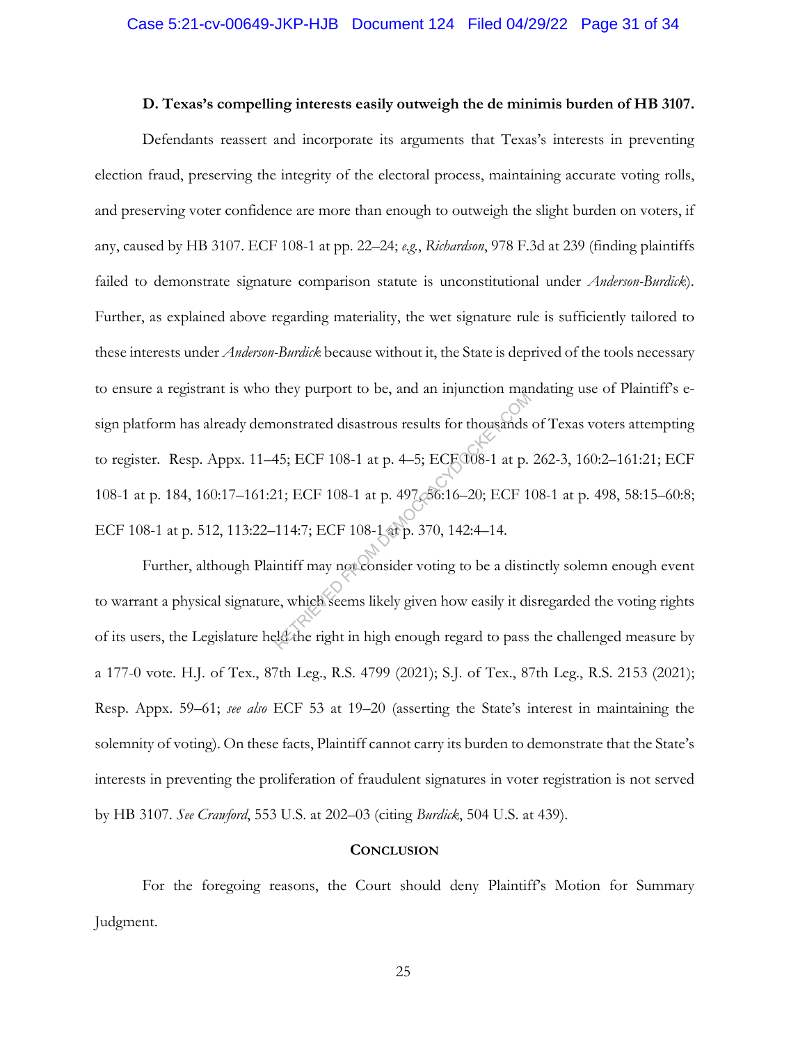### D. Texas's compelling interests easily outweigh the de minimis burden of HB 3107.

Defendants reassert and incorporate its arguments that Texas's interests in preventing election fraud, preserving the integrity of the electoral process, maintaining accurate voting rolls, and preserving voter confidence are more than enough to outweigh the slight burden on voters, if any, caused by HB 3107. ECF 108-1 at pp. 22–24; *e.g.*, *Richardson*, 978 F.3d at 239 (finding plaintiffs failed to demonstrate signature comparison statute is unconstitutional under *Anderson-Burdick*). Further, as explained above regarding materiality, the wet signature rule is sufficiently tailored to these interests under *Anderson-Burdick* because without it, the State is deprived of the tools necessary to ensure a registrant is who they purport to be, and an injunction mandating use of Plaintiff's e-sign platform has already demonstrated disastrous results for thousands of Texas voters attempting to register. Resp. Appx. 11–45; ECF 108-1 at p. 4–5; ECF 108-1 at p. 262-3, 160:2–161:21; ECF 108-1 at p. 184, 160:17–161:21; ECF 108-1 at p. 497, 56:16–20; ECF 108-1 at p. 498, 58:15–60:8; ECF 108-1 at p. 512, 113:22–114:7; ECF 108-1 at p. 370, 142:4–14.

Further, although Plaintiff may not consider voting to be a distinctly solemn enough event to warrant a physical signature, which seems likely given how easily it disregarded the voting rights of its users, the Legislature held the right in high enough regard to pass the challenged measure by a 177-0 vote. H.J. of Tex., 87th Leg., R.S. 4799 (2021); S.J. of Tex., 87th Leg., R.S. 2153 (2021); Resp. Appx. 59–61; *see also* ECF 53 at 19–20 (asserting the State's interest in maintaining the solemnity of voting). On these facts, Plaintiff cannot carry its burden to demonstrate that the State's interests in preventing the proliferation of fraudulent signatures in voter registration is not served by HB 3107. *See Crawford*, 553 U.S. at 202–03 (citing *Burdick*, 504 U.S. at 439).

## CONCLUSION

For the foregoing reasons, the Court should deny Plaintiff's Motion for Summary Judgment.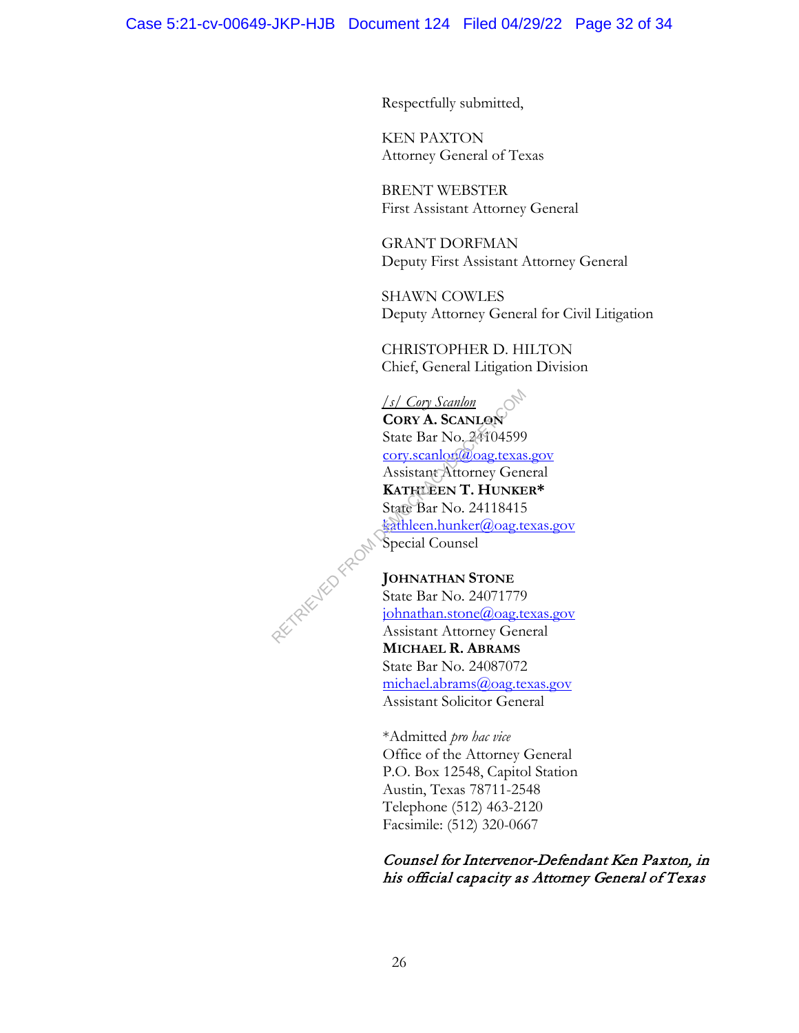Respectfully submitted,

KEN PAXTON
Attorney General of Texas

BRENT WEBSTER
First Assistant Attorney General

GRANT DORFMAN
Deputy First Assistant Attorney General

SHAWN COWLES
Deputy Attorney General for Civil Litigation

CHRISTOPHER D. HILTON
Chief, General Litigation Division

*/s/ Cory Scanlon*
**CORY A. SCANLON**
State Bar No. 24104599
cory.scanlon@oag.texas.gov
Assistant Attorney General
**KATHLEEN T. HUNKER***
State Bar No. 24118415
kathleen.hunker@oag.texas.gov
Special Counsel

**JOHNATHAN STONE**
State Bar No. 24071779
johnathan.stone@oag.texas.gov
Assistant Attorney General
**MICHAEL R. ABRAMS**
State Bar No. 24087072
michael.abrams@oag.texas.gov
Assistant Solicitor General

*Admitted *pro hac vice*
Office of the Attorney General
P.O. Box 12548, Capitol Station
Austin, Texas 78711-2548
Telephone (512) 463-2120
Facsimile: (512) 320-0667

*Counsel for Intervenor-Defendant Ken Paxton, in his official capacity as Attorney General of Texas*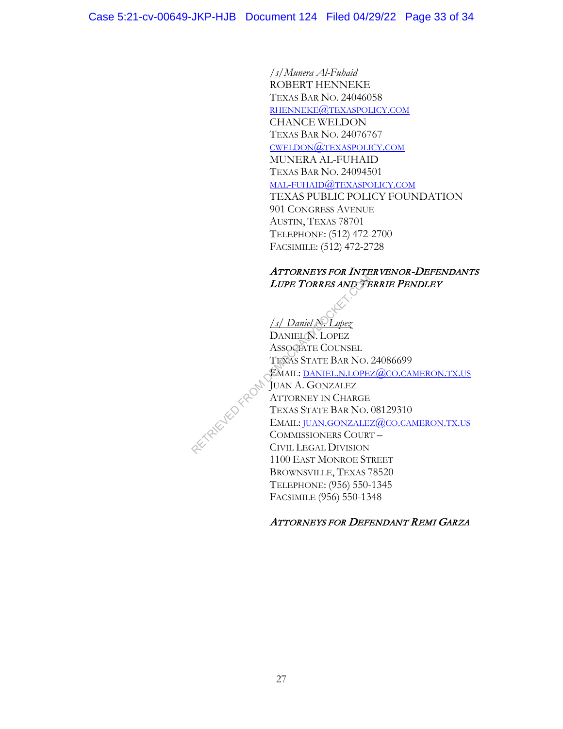*/s/Munera Al-Fuhaid*
ROBERT HENNEKE
TEXAS BAR NO. 24046058
RHENNEKE@TEXASPOLICY.COM
CHANCE WELDON
TEXAS BAR NO. 24076767
CWELDON@TEXASPOLICY.COM
MUNERA AL-FUHAID
TEXAS BAR NO. 24094501
MAL-FUHAID@TEXASPOLICY.COM
TEXAS PUBLIC POLICY FOUNDATION
901 CONGRESS AVENUE
AUSTIN, TEXAS 78701
TELEPHONE: (512) 472-2700
FACSIMILE: (512) 472-2728

*ATTORNEYS FOR INTERVENOR-DEFENDANTS LUPE TORRES AND TERRIE PENDLEY*

*/s/ Daniel N. Lopez*
DANIEL N. LOPEZ
ASSOCIATE COUNSEL
TEXAS STATE BAR NO. 24086699
EMAIL: DANIEL.N.LOPEZ@CO.CAMERON.TX.US
JUAN A. GONZALEZ
ATTORNEY IN CHARGE
TEXAS STATE BAR NO. 08129310
EMAIL: JUAN.GONZALEZ@CO.CAMERON.TX.US
COMMISSIONERS COURT –
CIVIL LEGAL DIVISION
1100 EAST MONROE STREET
BROWNSVILLE, TEXAS 78520
TELEPHONE: (956) 550-1345
FACSIMILE (956) 550-1348

*ATTORNEYS FOR DEFENDANT REMI GARZA*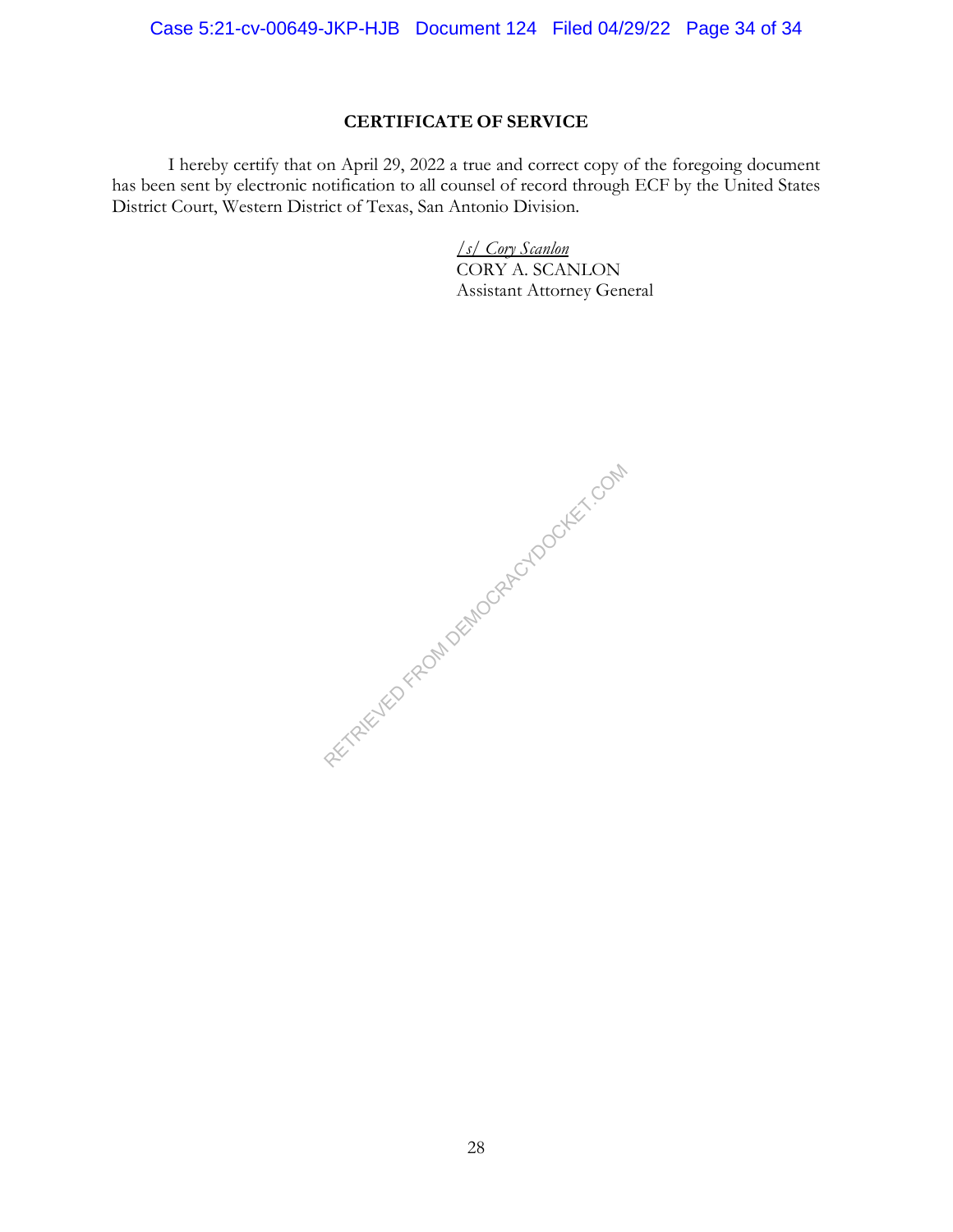## CERTIFICATE OF SERVICE

I hereby certify that on April 29, 2022 a true and correct copy of the foregoing document has been sent by electronic notification to all counsel of record through ECF by the United States District Court, Western District of Texas, San Antonio Division.

*/s/ Cory Scanlon*
CORY A. SCANLON
Assistant Attorney General